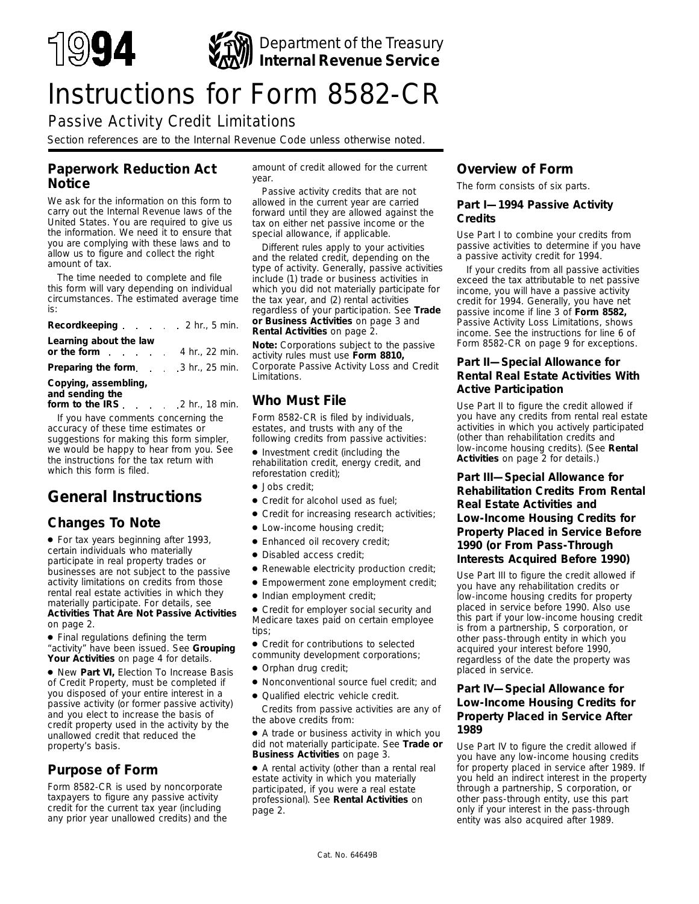# 1994 Instructions for Form 8582-CR

Department of the Treasury
**Internal Revenue Service**

## Passive Activity Credit Limitations

Section references are to the Internal Revenue Code unless otherwise noted.

### Paperwork Reduction Act Notice

We ask for the information on this form to carry out the Internal Revenue laws of the United States. You are required to give us the information. We need it to ensure that you are complying with these laws and to allow us to figure and collect the right amount of tax.

The time needed to complete and file this form will vary depending on individual circumstances. The estimated average time is:

| | |
|---|---|
| **Recordkeeping** | 2 hr., 5 min. |
| **Learning about the law or the form** | 4 hr., 22 min. |
| **Preparing the form** | 3 hr., 25 min. |
| **Copying, assembling, and sending the form to the IRS** | 2 hr., 18 min. |

If you have comments concerning the accuracy of these time estimates or suggestions for making this form simpler, we would be happy to hear from you. See the instructions for the tax return with which this form is filed.

## General Instructions

### Changes To Note

- For tax years beginning after 1993, certain individuals who materially participate in real property trades or businesses are not subject to the passive activity limitations on credits from those rental real estate activities in which they materially participate. For details, see **Activities That Are Not Passive Activities** on page 2.
- Final regulations defining the term "activity" have been issued. See **Grouping Your Activities** on page 4 for details.
- New **Part VI,** Election To Increase Basis of Credit Property, must be completed if you disposed of your entire interest in a passive activity (or former passive activity) and you elect to increase the basis of credit property used in the activity by the unallowed credit that reduced the property's basis.

### Purpose of Form

Form 8582-CR is used by noncorporate taxpayers to figure any passive activity credit for the current tax year (including any prior year unallowed credits) and the amount of credit allowed for the current year.

Passive activity credits that are not allowed in the current year are carried forward until they are allowed against the tax on either net passive income or the special allowance, if applicable.

Different rules apply to your activities and the related credit, depending on the type of activity. Generally, passive activities include (1) trade or business activities in which you did not materially participate for the tax year, and (2) rental activities regardless of your participation. See **Trade or Business Activities** on page 3 and **Rental Activities** on page 2.

**Note:** Corporations subject to the passive activity rules must use **Form 8810,** Corporate Passive Activity Loss and Credit Limitations.

### Who Must File

Form 8582-CR is filed by individuals, estates, and trusts with any of the following credits from passive activities:

- Investment credit (including the rehabilitation credit, energy credit, and reforestation credit);
- Jobs credit;
- Credit for alcohol used as fuel;
- Credit for increasing research activities;
- Low-income housing credit;
- Enhanced oil recovery credit;
- Disabled access credit;
- Renewable electricity production credit;
- Empowerment zone employment credit;
- Indian employment credit;
- Credit for employer social security and Medicare taxes paid on certain employee tips;
- Credit for contributions to selected community development corporations;
- Orphan drug credit;
- Nonconventional source fuel credit; and
- Qualified electric vehicle credit.

Credits from passive activities are any of the above credits from:

- A trade or business activity in which you did not materially participate. See **Trade or Business Activities** on page 3.
- A rental activity (other than a rental real estate activity in which you materially participated, if you were a real estate professional). See **Rental Activities** on page 2.

### Overview of Form

The form consists of six parts.

#### Part I—1994 Passive Activity Credits

Use Part I to combine your credits from passive activities to determine if you have a passive activity credit for 1994.

If your credits from all passive activities exceed the tax attributable to net passive income, you will have a passive activity credit for 1994. Generally, you have net passive income if line 3 of **Form 8582,** Passive Activity Loss Limitations, shows income. See the instructions for line 6 of Form 8582-CR on page 9 for exceptions.

#### Part II—Special Allowance for Rental Real Estate Activities With Active Participation

Use Part II to figure the credit allowed if you have any credits from rental real estate activities in which you actively participated (other than rehabilitation credits and low-income housing credits). (See **Rental Activities** on page 2 for details.)

#### Part III—Special Allowance for Rehabilitation Credits From Rental Real Estate Activities and Low-Income Housing Credits for Property Placed in Service Before 1990 (or From Pass-Through Interests Acquired Before 1990)

Use Part III to figure the credit allowed if you have any rehabilitation credits or low-income housing credits for property placed in service before 1990. Also use this part if your low-income housing credit is from a partnership, S corporation, or other pass-through entity in which you acquired your interest before 1990, regardless of the date the property was placed in service.

#### Part IV—Special Allowance for Low-Income Housing Credits for Property Placed in Service After 1989

Use Part IV to figure the credit allowed if you have any low-income housing credits for property placed in service after 1989. If you held an indirect interest in the property through a partnership, S corporation, or other pass-through entity, use this part only if your interest in the pass-through entity was also acquired after 1989.

Cat. No. 64649B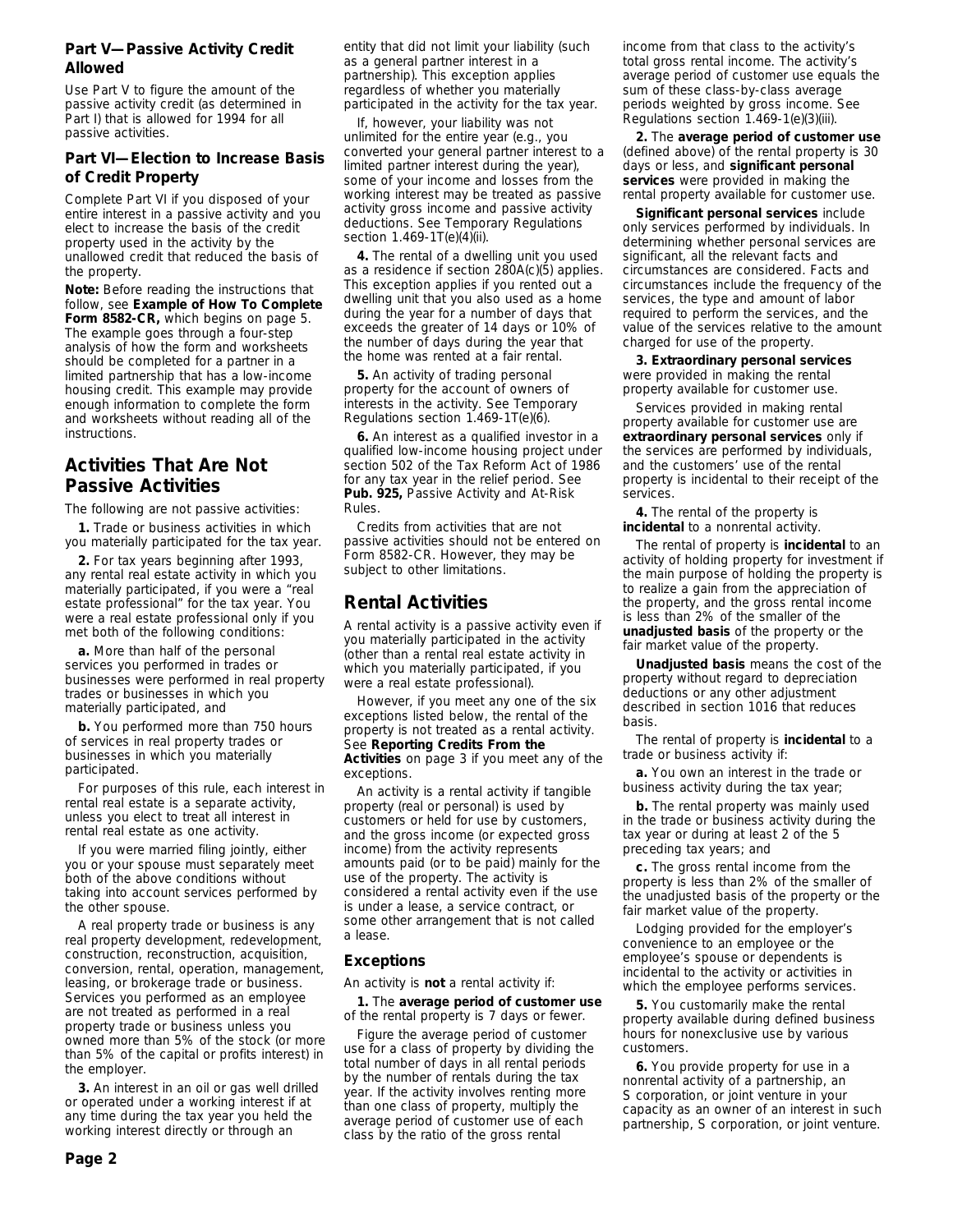**Part V—Passive Activity Credit Allowed**

Use Part V to figure the amount of the passive activity credit (as determined in Part I) that is allowed for 1994 for all passive activities.

**Part VI—Election to Increase Basis of Credit Property**

Complete Part VI if you disposed of your entire interest in a passive activity and you elect to increase the basis of the credit property used in the activity by the unallowed credit that reduced the basis of the property.

**Note:** Before reading the instructions that follow, see **Example of How To Complete Form 8582-CR,** which begins on page 5. The example goes through a four-step analysis of how the form and worksheets should be completed for a partner in a limited partnership that has a low-income housing credit. This example may provide enough information to complete the form and worksheets without reading all of the instructions.

## Activities That Are Not Passive Activities

The following are not passive activities:

**1.** Trade or business activities in which you materially participated for the tax year.

**2.** For tax years beginning after 1993, any rental real estate activity in which you materially participated, if you were a "real estate professional" for the tax year. You were a real estate professional only if you met both of the following conditions:

**a.** More than half of the personal services you performed in trades or businesses were performed in real property trades or businesses in which you materially participated, and

**b.** You performed more than 750 hours of services in real property trades or businesses in which you materially participated.

For purposes of this rule, each interest in rental real estate is a separate activity, unless you elect to treat all interest in rental real estate as one activity.

If you were married filing jointly, either you or your spouse must separately meet both of the above conditions without taking into account services performed by the other spouse.

A real property trade or business is any real property development, redevelopment, construction, reconstruction, acquisition, conversion, rental, operation, management, leasing, or brokerage trade or business. Services you performed as an employee are not treated as performed in a real property trade or business unless you owned more than 5% of the stock (or more than 5% of the capital or profits interest) in the employer.

**3.** An interest in an oil or gas well drilled or operated under a working interest if at any time during the tax year you held the working interest directly or through an entity that did not limit your liability (such as a general partner interest in a partnership). This exception applies regardless of whether you materially participated in the activity for the tax year.

If, however, your liability was not unlimited for the entire year (e.g., you converted your general partner interest to a limited partner interest during the year), some of your income and losses from the working interest may be treated as passive activity gross income and passive activity deductions. See Temporary Regulations section 1.469-1T(e)(4)(ii).

**4.** The rental of a dwelling unit you used as a residence if section 280A(c)(5) applies. This exception applies if you rented out a dwelling unit that you also used as a home during the year for a number of days that exceeds the greater of 14 days or 10% of the number of days during the year that the home was rented at a fair rental.

**5.** An activity of trading personal property for the account of owners of interests in the activity. See Temporary Regulations section 1.469-1T(e)(6).

**6.** An interest as a qualified investor in a qualified low-income housing project under section 502 of the Tax Reform Act of 1986 for any tax year in the relief period. See **Pub. 925,** Passive Activity and At-Risk Rules.

Credits from activities that are not passive activities should not be entered on Form 8582-CR. However, they may be subject to other limitations.

## Rental Activities

A rental activity is a passive activity even if you materially participated in the activity (other than a rental real estate activity in which you materially participated, if you were a real estate professional).

However, if you meet any one of the six exceptions listed below, the rental of the property is not treated as a rental activity. See **Reporting Credits From the Activities** on page 3 if you meet any of the exceptions.

An activity is a rental activity if tangible property (real or personal) is used by customers or held for use by customers, and the gross income (or expected gross income) from the activity represents amounts paid (or to be paid) mainly for the use of the property. The activity is considered a rental activity even if the use is under a lease, a service contract, or some other arrangement that is not called a lease.

### Exceptions

An activity is **not** a rental activity if:

**1.** The **average period of customer use** of the rental property is 7 days or fewer.

Figure the average period of customer use for a class of property by dividing the total number of days in all rental periods by the number of rentals during the tax year. If the activity involves renting more than one class of property, multiply the average period of customer use of each class by the ratio of the gross rental income from that class to the activity's total gross rental income. The activity's average period of customer use equals the sum of these class-by-class average periods weighted by gross income. See Regulations section 1.469-1(e)(3)(iii).

**2.** The **average period of customer use** (defined above) of the rental property is 30 days or less, and **significant personal services** were provided in making the rental property available for customer use.

**Significant personal services** include only services performed by individuals. In determining whether personal services are significant, all the relevant facts and circumstances are considered. Facts and circumstances include the frequency of the services, the type and amount of labor required to perform the services, and the value of the services relative to the amount charged for use of the property.

**3. Extraordinary personal services** were provided in making the rental property available for customer use.

Services provided in making rental property available for customer use are **extraordinary personal services** only if the services are performed by individuals, and the customers' use of the rental property is incidental to their receipt of the services.

**4.** The rental of the property is **incidental** to a nonrental activity.

The rental of property is **incidental** to an activity of holding property for investment if the main purpose of holding the property is to realize a gain from the appreciation of the property, and the gross rental income is less than 2% of the smaller of the **unadjusted basis** of the property or the fair market value of the property.

**Unadjusted basis** means the cost of the property without regard to depreciation deductions or any other adjustment described in section 1016 that reduces basis.

The rental of property is **incidental** to a trade or business activity if:

**a.** You own an interest in the trade or business activity during the tax year;

**b.** The rental property was mainly used in the trade or business activity during the tax year or during at least 2 of the 5 preceding tax years; and

**c.** The gross rental income from the property is less than 2% of the smaller of the unadjusted basis of the property or the fair market value of the property.

Lodging provided for the employer's convenience to an employee or the employee's spouse or dependents is incidental to the activity or activities in which the employee performs services.

**5.** You customarily make the rental property available during defined business hours for nonexclusive use by various customers.

**6.** You provide property for use in a nonrental activity of a partnership, an S corporation, or joint venture in your capacity as an owner of an interest in such partnership, S corporation, or joint venture.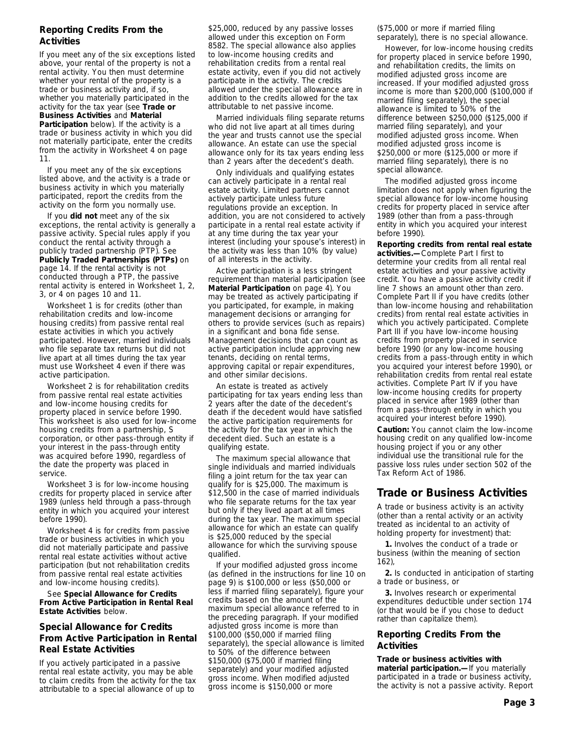### Reporting Credits From the Activities

If you meet any of the six exceptions listed above, your rental of the property is not a rental activity. You then must determine whether your rental of the property is a trade or business activity and, if so, whether you materially participated in the activity for the tax year (see **Trade or Business Activities** and **Material Participation** below). If the activity is a trade or business activity in which you did not materially participate, enter the credits from the activity in Worksheet 4 on page 11.

If you meet any of the six exceptions listed above, and the activity is a trade or business activity in which you materially participated, report the credits from the activity on the form you normally use.

If you **did not** meet any of the six exceptions, the rental activity is generally a passive activity. Special rules apply if you conduct the rental activity through a publicly traded partnership (PTP). See **Publicly Traded Partnerships (PTPs)** on page 14. If the rental activity is not conducted through a PTP, the passive rental activity is entered in Worksheet 1, 2, 3, or 4 on pages 10 and 11.

Worksheet 1 is for credits (other than rehabilitation credits and low-income housing credits) from passive rental real estate activities in which you actively participated. However, married individuals who file separate tax returns but did not live apart at all times during the tax year must use Worksheet 4 even if there was active participation.

Worksheet 2 is for rehabilitation credits from passive rental real estate activities and low-income housing credits for property placed in service before 1990. This worksheet is also used for low-income housing credits from a partnership, S corporation, or other pass-through entity if your interest in the pass-through entity was acquired before 1990, regardless of the date the property was placed in service.

Worksheet 3 is for low-income housing credits for property placed in service after 1989 (unless held through a pass-through entity in which you acquired your interest before 1990).

Worksheet 4 is for credits from passive trade or business activities in which you did not materially participate and passive rental real estate activities without active participation (but not rehabilitation credits from passive rental real estate activities and low-income housing credits).

See **Special Allowance for Credits From Active Participation in Rental Real Estate Activities** below.

### Special Allowance for Credits From Active Participation in Rental Real Estate Activities

If you actively participated in a passive rental real estate activity, you may be able to claim credits from the activity for the tax attributable to a special allowance of up to $25,000, reduced by any passive losses allowed under this exception on Form 8582. The special allowance also applies to low-income housing credits and rehabilitation credits from a rental real estate activity, even if you did not actively participate in the activity. The credits allowed under the special allowance are in addition to the credits allowed for the tax attributable to net passive income.

Married individuals filing separate returns who did not live apart at all times during the year and trusts cannot use the special allowance. An estate can use the special allowance only for its tax years ending less than 2 years after the decedent's death.

Only individuals and qualifying estates can actively participate in a rental real estate activity. Limited partners cannot actively participate unless future regulations provide an exception. In addition, you are not considered to actively participate in a rental real estate activity if at any time during the tax year your interest (including your spouse's interest) in the activity was less than 10% (by value) of all interests in the activity.

Active participation is a less stringent requirement than material participation (see **Material Participation** on page 4). You may be treated as actively participating if you participated, for example, in making management decisions or arranging for others to provide services (such as repairs) in a significant and bona fide sense. Management decisions that can count as active participation include approving new tenants, deciding on rental terms, approving capital or repair expenditures, and other similar decisions.

An estate is treated as actively participating for tax years ending less than 2 years after the date of the decedent's death if the decedent would have satisfied the active participation requirements for the activity for the tax year in which the decedent died. Such an estate is a qualifying estate.

The maximum special allowance that single individuals and married individuals filing a joint return for the tax year can qualify for is $25,000. The maximum is $12,500 in the case of married individuals who file separate returns for the tax year but only if they lived apart at all times during the tax year. The maximum special allowance for which an estate can qualify is $25,000 reduced by the special allowance for which the surviving spouse qualified.

If your modified adjusted gross income (as defined in the instructions for line 10 on page 9) is $100,000 or less ($50,000 or less if married filing separately), figure your credits based on the amount of the maximum special allowance referred to in the preceding paragraph. If your modified adjusted gross income is more than $100,000 ($50,000 if married filing separately), the special allowance is limited to 50% of the difference between $150,000 ($75,000 if married filing separately) and your modified adjusted gross income. When modified adjusted gross income is $150,000 or more ($75,000 or more if married filing separately), there is no special allowance.

However, for low-income housing credits for property placed in service before 1990, and rehabilitation credits, the limits on modified adjusted gross income are increased. If your modified adjusted gross income is more than $200,000 ($100,000 if married filing separately), the special allowance is limited to 50% of the difference between $250,000 ($125,000 if married filing separately), and your modified adjusted gross income. When modified adjusted gross income is $250,000 or more ($125,000 or more if married filing separately), there is no special allowance.

The modified adjusted gross income limitation does not apply when figuring the special allowance for low-income housing credits for property placed in service after 1989 (other than from a pass-through entity in which you acquired your interest before 1990).

**Reporting credits from rental real estate activities.—** Complete Part I first to determine your credits from all rental real estate activities and your passive activity credit. You have a passive activity credit if line 7 shows an amount other than zero. Complete Part II if you have credits (other than low-income housing and rehabilitation credits) from rental real estate activities in which you actively participated. Complete Part III if you have low-income housing credits from property placed in service before 1990 (or any low-income housing credits from a pass-through entity in which you acquired your interest before 1990), or rehabilitation credits from rental real estate activities. Complete Part IV if you have low-income housing credits for property placed in service after 1989 (other than from a pass-through entity in which you acquired your interest before 1990).

**Caution:** You cannot claim the low-income housing credit on any qualified low-income housing project if you or any other individual use the transitional rule for the passive loss rules under section 502 of the Tax Reform Act of 1986.

## Trade or Business Activities

A trade or business activity is an activity (other than a rental activity or an activity treated as incidental to an activity of holding property for investment) that:

**1.** Involves the conduct of a trade or business (within the meaning of section 162),

**2.** Is conducted in anticipation of starting a trade or business, or

**3.** Involves research or experimental expenditures deductible under section 174 (or that would be if you chose to deduct rather than capitalize them).

### Reporting Credits From the Activities

**Trade or business activities with material participation.—** If you materially participated in a trade or business activity, the activity is not a passive activity. Report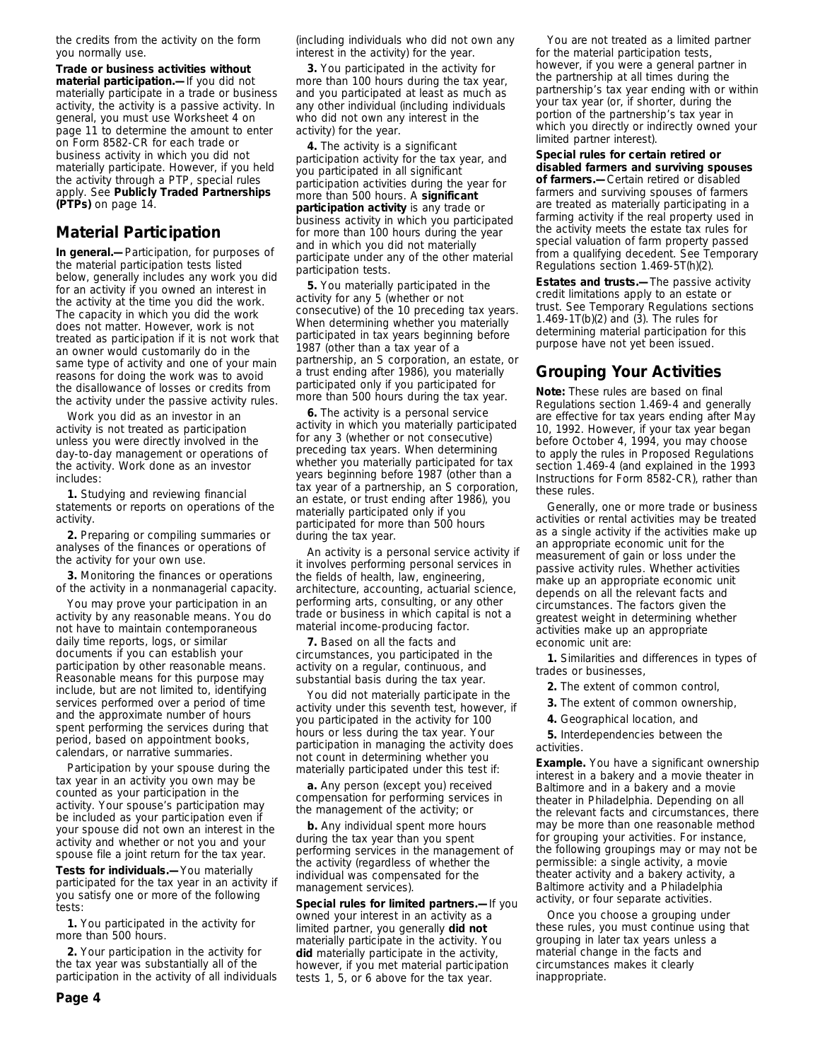the credits from the activity on the form you normally use.

**Trade or business activities without material participation.—** If you did not materially participate in a trade or business activity, the activity is a passive activity. In general, you must use Worksheet 4 on page 11 to determine the amount to enter on Form 8582-CR for each trade or business activity in which you did not materially participate. However, if you held the activity through a PTP, special rules apply. See **Publicly Traded Partnerships (PTPs)** on page 14.

## Material Participation

**In general.—** Participation, for purposes of the material participation tests listed below, generally includes any work you did for an activity if you owned an interest in the activity at the time you did the work. The capacity in which you did the work does not matter. However, work is not treated as participation if it is not work that an owner would customarily do in the same type of activity and one of your main reasons for doing the work was to avoid the disallowance of losses or credits from the activity under the passive activity rules.

Work you did as an investor in an activity is not treated as participation unless you were directly involved in the day-to-day management or operations of the activity. Work done as an investor includes:

**1.** Studying and reviewing financial statements or reports on operations of the activity.

**2.** Preparing or compiling summaries or analyses of the finances or operations of the activity for your own use.

**3.** Monitoring the finances or operations of the activity in a nonmanagerial capacity.

You may prove your participation in an activity by any reasonable means. You do not have to maintain contemporaneous daily time reports, logs, or similar documents if you can establish your participation by other reasonable means. Reasonable means for this purpose may include, but are not limited to, identifying services performed over a period of time and the approximate number of hours spent performing the services during that period, based on appointment books, calendars, or narrative summaries.

Participation by your spouse during the tax year in an activity you own may be counted as your participation in the activity. Your spouse's participation may be included as your participation even if your spouse did not own an interest in the activity and whether or not you and your spouse file a joint return for the tax year.

**Tests for individuals.—** You materially participated for the tax year in an activity if you satisfy one or more of the following tests:

**1.** You participated in the activity for more than 500 hours.

**2.** Your participation in the activity for the tax year was substantially all of the participation in the activity of all individuals (including individuals who did not own any interest in the activity) for the year.

**3.** You participated in the activity for more than 100 hours during the tax year, and you participated at least as much as any other individual (including individuals who did not own any interest in the activity) for the year.

**4.** The activity is a significant participation activity for the tax year, and you participated in all significant participation activities during the year for more than 500 hours. A **significant participation activity** is any trade or business activity in which you participated for more than 100 hours during the year and in which you did not materially participate under any of the other material participation tests.

**5.** You materially participated in the activity for any 5 (whether or not consecutive) of the 10 preceding tax years. When determining whether you materially participated in tax years beginning before 1987 (other than a tax year of a partnership, an S corporation, an estate, or a trust ending after 1986), you materially participated only if you participated for more than 500 hours during the tax year.

**6.** The activity is a personal service activity in which you materially participated for any 3 (whether or not consecutive) preceding tax years. When determining whether you materially participated for tax years beginning before 1987 (other than a tax year of a partnership, an S corporation, an estate, or trust ending after 1986), you materially participated only if you participated for more than 500 hours during the tax year.

An activity is a personal service activity if it involves performing personal services in the fields of health, law, engineering, architecture, accounting, actuarial science, performing arts, consulting, or any other trade or business in which capital is not a material income-producing factor.

**7.** Based on all the facts and circumstances, you participated in the activity on a regular, continuous, and substantial basis during the tax year.

You did not materially participate in the activity under this seventh test, however, if you participated in the activity for 100 hours or less during the tax year. Your participation in managing the activity does not count in determining whether you materially participated under this test if:

**a.** Any person (except you) received compensation for performing services in the management of the activity; or

**b.** Any individual spent more hours during the tax year than you spent performing services in the management of the activity (regardless of whether the individual was compensated for the management services).

**Special rules for limited partners.—** If you owned your interest in an activity as a limited partner, you generally **did not** materially participate in the activity. You **did** materially participate in the activity, however, if you met material participation tests 1, 5, or 6 above for the tax year.

You are not treated as a limited partner for the material participation tests, however, if you were a general partner in the partnership at all times during the partnership's tax year ending with or within your tax year (or, if shorter, during the portion of the partnership's tax year in which you directly or indirectly owned your limited partner interest).

**Special rules for certain retired or disabled farmers and surviving spouses of farmers.—** Certain retired or disabled farmers and surviving spouses of farmers are treated as materially participating in a farming activity if the real property used in the activity meets the estate tax rules for special valuation of farm property passed from a qualifying decedent. See Temporary Regulations section 1.469-5T(h)(2).

**Estates and trusts.—** The passive activity credit limitations apply to an estate or trust. See Temporary Regulations sections 1.469-1T(b)(2) and (3). The rules for determining material participation for this purpose have not yet been issued.

## Grouping Your Activities

**Note:** These rules are based on final Regulations section 1.469-4 and generally are effective for tax years ending after May 10, 1992. However, if your tax year began before October 4, 1994, you may choose to apply the rules in Proposed Regulations section 1.469-4 (and explained in the 1993 Instructions for Form 8582-CR), rather than these rules.

Generally, one or more trade or business activities or rental activities may be treated as a single activity if the activities make up an appropriate economic unit for the measurement of gain or loss under the passive activity rules. Whether activities make up an appropriate economic unit depends on all the relevant facts and circumstances. The factors given the greatest weight in determining whether activities make up an appropriate economic unit are:

**1.** Similarities and differences in types of trades or businesses,

**2.** The extent of common control,

**3.** The extent of common ownership,

**4.** Geographical location, and

**5.** Interdependencies between the activities.

**Example.** You have a significant ownership interest in a bakery and a movie theater in Baltimore and in a bakery and a movie theater in Philadelphia. Depending on all the relevant facts and circumstances, there may be more than one reasonable method for grouping your activities. For instance, the following groupings may or may not be permissible: a single activity, a movie theater activity and a bakery activity, a Baltimore activity and a Philadelphia activity, or four separate activities.

Once you choose a grouping under these rules, you must continue using that grouping in later tax years unless a material change in the facts and circumstances makes it clearly inappropriate.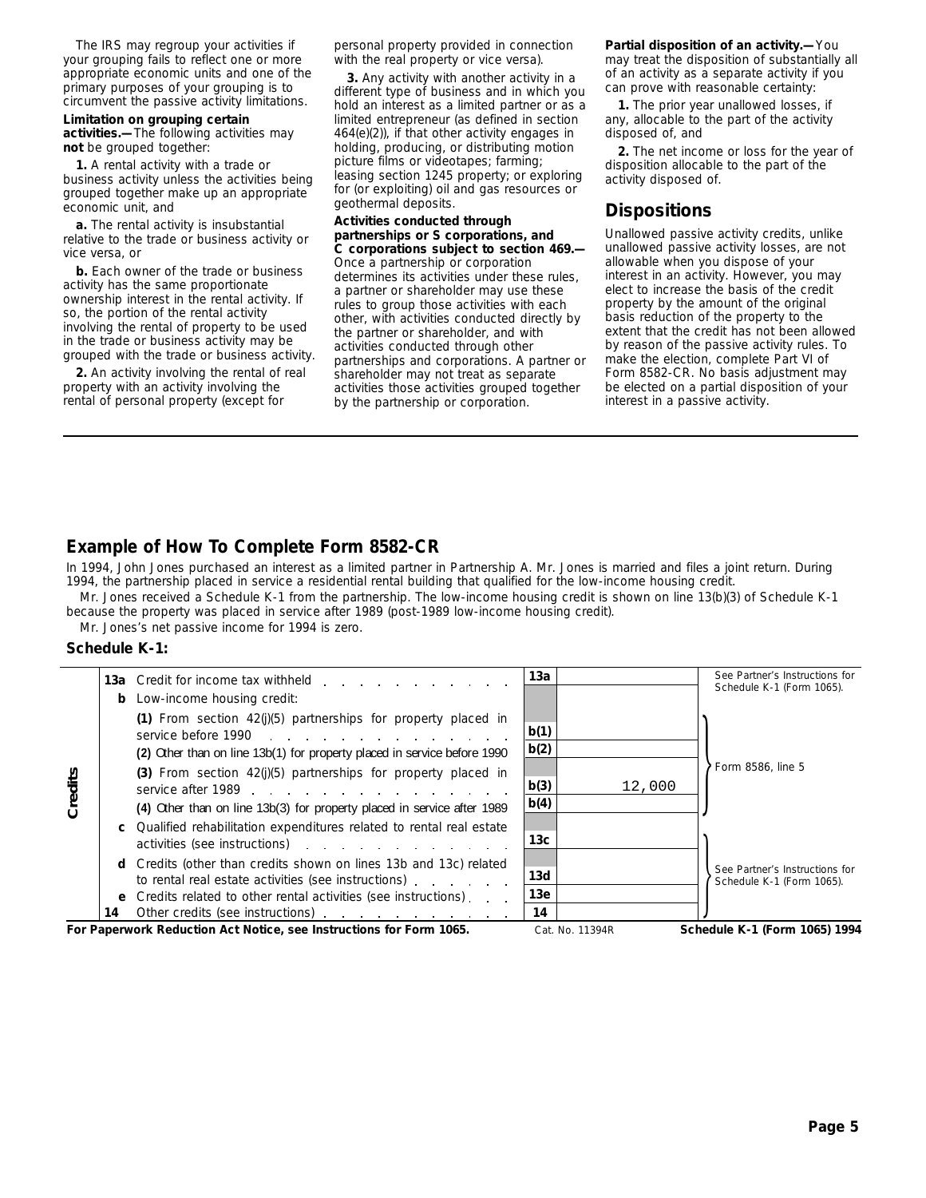The IRS may regroup your activities if your grouping fails to reflect one or more appropriate economic units and one of the primary purposes of your grouping is to circumvent the passive activity limitations.

**Limitation on grouping certain activities.—**The following activities may **not** be grouped together:

**1.** A rental activity with a trade or business activity unless the activities being grouped together make up an appropriate economic unit, and

**a.** The rental activity is insubstantial relative to the trade or business activity or vice versa, or

**b.** Each owner of the trade or business activity has the same proportionate ownership interest in the rental activity. If so, the portion of the rental activity involving the rental of property to be used in the trade or business activity may be grouped with the trade or business activity.

**2.** An activity involving the rental of real property with an activity involving the rental of personal property (except for personal property provided in connection with the real property or vice versa).

**3.** Any activity with another activity in a different type of business and in which you hold an interest as a limited partner or as a limited entrepreneur (as defined in section 464(e)(2)), if that other activity engages in holding, producing, or distributing motion picture films or videotapes; farming; leasing section 1245 property; or exploring for (or exploiting) oil and gas resources or geothermal deposits.

**Activities conducted through partnerships or S corporations, and C corporations subject to section 469.—** Once a partnership or corporation determines its activities under these rules, a partner or shareholder may use these rules to group those activities with each other, with activities conducted directly by the partner or shareholder, and with activities conducted through other partnerships and corporations. A partner or shareholder may not treat as separate activities those activities grouped together by the partnership or corporation.

**Partial disposition of an activity.—**You may treat the disposition of substantially all of an activity as a separate activity if you can prove with reasonable certainty:

**1.** The prior year unallowed losses, if any, allocable to the part of the activity disposed of, and

**2.** The net income or loss for the year of disposition allocable to the part of the activity disposed of.

## Dispositions

Unallowed passive activity credits, unlike unallowed passive activity losses, are not allowable when you dispose of your interest in an activity. However, you may elect to increase the basis of the credit property by the amount of the original basis reduction of the property to the extent that the credit has not been allowed by reason of the passive activity rules. To make the election, complete Part VI of Form 8582-CR. No basis adjustment may be elected on a partial disposition of your interest in a passive activity.

## Example of How To Complete Form 8582-CR

In 1994, John Jones purchased an interest as a limited partner in Partnership A. Mr. Jones is married and files a joint return. During 1994, the partnership placed in service a residential rental building that qualified for the low-income housing credit.

Mr. Jones received a Schedule K-1 from the partnership. The low-income housing credit is shown on line 13(b)(3) of Schedule K-1 because the property was placed in service after 1989 (post-1989 low-income housing credit).

Mr. Jones's net passive income for 1994 is zero.

### Schedule K-1:

| | | | | |
|---|---|---|---|---|
| Credits | **13a** Credit for income tax withheld | 13a | | See Partner's Instructions for Schedule K-1 (Form 1065). |
| | **b** Low-income housing credit: | | | |
| | (1) From section 42(j)(5) partnerships for property placed in service before 1990 | b(1) | | Form 8586, line 5 |
| | (2) Other than on line 13b(1) for property placed in service before 1990 | b(2) | | |
| | (3) From section 42(j)(5) partnerships for property placed in service after 1989 | b(3) | 12,000 | |
| | (4) Other than on line 13b(3) for property placed in service after 1989 | b(4) | | |
| | **c** Qualified rehabilitation expenditures related to rental real estate activities (see instructions) | 13c | | See Partner's Instructions for Schedule K-1 (Form 1065). |
| | **d** Credits (other than credits shown on lines 13b and 13c) related to rental real estate activities (see instructions) | 13d | | |
| | **e** Credits related to other rental activities (see instructions) | 13e | | |
| | **14** Other credits (see instructions) | 14 | | |

**For Paperwork Reduction Act Notice, see Instructions for Form 1065.** Cat. No. 11394R **Schedule K-1 (Form 1065) 1994**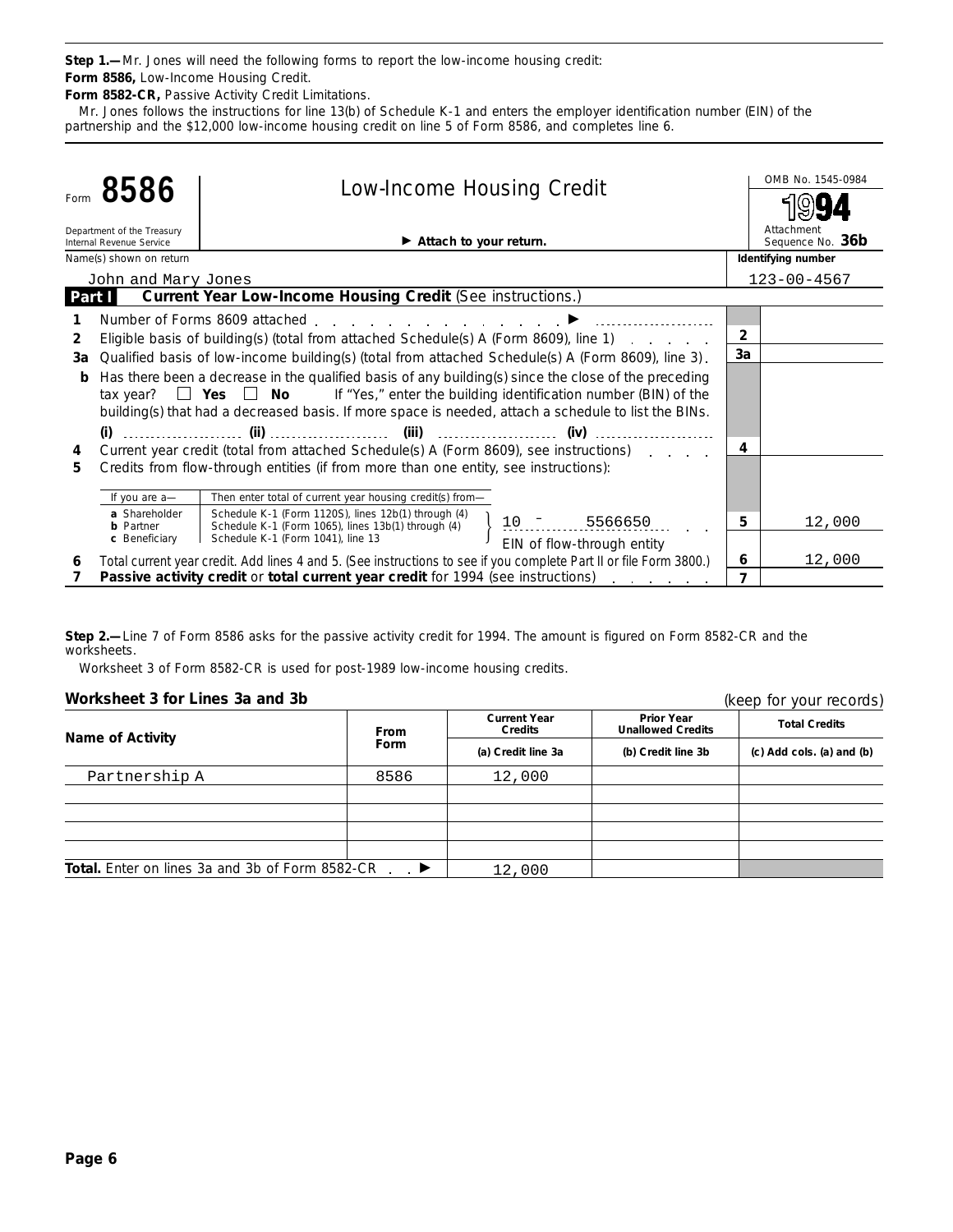**Step 1.—** Mr. Jones will need the following forms to report the low-income housing credit:

**Form 8586,** Low-Income Housing Credit.

**Form 8582-CR,** Passive Activity Credit Limitations.

Mr. Jones follows the instructions for line 13(b) of Schedule K-1 and enters the employer identification number (EIN) of the partnership and the $12,000 low-income housing credit on line 5 of Form 8586, and completes line 6.

---

Form **8586** — Department of the Treasury, Internal Revenue Service

## Low-Income Housing Credit

▶ **Attach to your return.**

OMB No. 1545-0984 — **1994** — Attachment Sequence No. **36b**

Name(s) shown on return: John and Mary Jones — **Identifying number:** 123-00-4567

**Part I — Current Year Low-Income Housing Credit** (See instructions.)

| Line | Description | | Amount |
|---|---|---|---|
| 1 | Number of Forms 8609 attached ▶ | | |
| 2 | Eligible basis of building(s) (total from attached Schedule(s) A (Form 8609), line 1) | 2 | |
| 3a | Qualified basis of low-income building(s) (total from attached Schedule(s) A (Form 8609), line 3) | 3a | |
| b | Has there been a decrease in the qualified basis of any building(s) since the close of the preceding tax year? ☐ **Yes** ☐ **No** If "Yes," enter the building identification number (BIN) of the building(s) that had a decreased basis. If more space is needed, attach a schedule to list the BINs. **(i)** ...... **(ii)** ...... **(iii)** ...... **(iv)** ...... | | |
| 4 | Current year credit (total from attached Schedule(s) A (Form 8609), see instructions) | 4 | |
| 5 | Credits from flow-through entities (if from more than one entity, see instructions): | | |
| | If you are a— **a** Shareholder / **b** Partner / **c** Beneficiary — Then enter total of current year housing credit(s) from— Schedule K-1 (Form 1120S), lines 12b(1) through (4) / Schedule K-1 (Form 1065), lines 13b(1) through (4) / Schedule K-1 (Form 1041), line 13 — 10 - 5566650 (EIN of flow-through entity) | 5 | 12,000 |
| 6 | Total current year credit. Add lines 4 and 5. (See instructions to see if you complete Part II or file Form 3800.) | 6 | 12,000 |
| 7 | **Passive activity credit** or **total current year credit** for 1994 (see instructions) | 7 | |

---

**Step 2.—** Line 7 of Form 8586 asks for the passive activity credit for 1994. The amount is figured on Form 8582-CR and the worksheets.

Worksheet 3 of Form 8582-CR is used for post-1989 low-income housing credits.

### Worksheet 3 for Lines 3a and 3b

(keep for your records)

| Name of Activity | From Form | Current Year Credits (a) Credit line 3a | Prior Year Unallowed Credits (b) Credit line 3b | Total Credits (c) Add cols. (a) and (b) |
|---|---|---|---|---|
| Partnership A | 8586 | 12,000 | | |
| | | | | |
| | | | | |
| | | | | |
| | | | | |
| **Total.** Enter on lines 3a and 3b of Form 8582-CR ▶ | | 12,000 | | |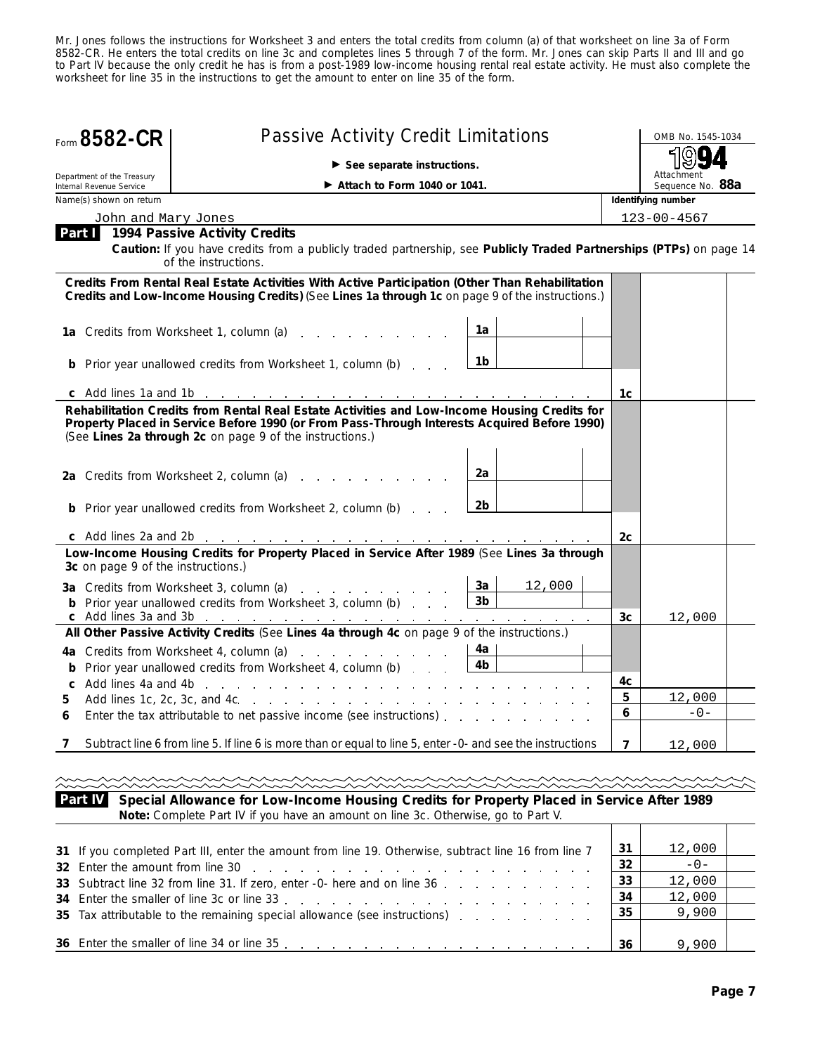Mr. Jones follows the instructions for Worksheet 3 and enters the total credits from column (a) of that worksheet on line 3a of Form 8582-CR. He enters the total credits on line 3c and completes lines 5 through 7 of the form. Mr. Jones can skip Parts II and III and go to Part IV because the only credit he has is from a post-1989 low-income housing rental real estate activity. He must also complete the worksheet for line 35 in the instructions to get the amount to enter on line 35 of the form.

# Form 8582-CR — Passive Activity Credit Limitations

Department of the Treasury
Internal Revenue Service

► See separate instructions.
► Attach to Form 1040 or 1041.

OMB No. 1545-1034
1994
Attachment Sequence No. 88a

Name(s) shown on return: John and Mary Jones
Identifying number: 123-00-4567

## Part I 1994 Passive Activity Credits

**Caution:** If you have credits from a publicly traded partnership, see **Publicly Traded Partnerships (PTPs)** on page 14 of the instructions.

| Line | Description | | | | |
|---|---|---|---|---|---|
| | **Credits From Rental Real Estate Activities With Active Participation (Other Than Rehabilitation Credits and Low-Income Housing Credits)** (See **Lines 1a through 1c** on page 9 of the instructions.) | | | | |
| 1a | Credits from Worksheet 1, column (a) | 1a | | | |
| b | Prior year unallowed credits from Worksheet 1, column (b) | 1b | | | |
| c | Add lines 1a and 1b | | | 1c | |
| | **Rehabilitation Credits from Rental Real Estate Activities and Low-Income Housing Credits for Property Placed in Service Before 1990 (or From Pass-Through Interests Acquired Before 1990)** (See **Lines 2a through 2c** on page 9 of the instructions.) | | | | |
| 2a | Credits from Worksheet 2, column (a) | 2a | | | |
| b | Prior year unallowed credits from Worksheet 2, column (b) | 2b | | | |
| c | Add lines 2a and 2b | | | 2c | |
| | **Low-Income Housing Credits for Property Placed in Service After 1989** (See **Lines 3a through 3c** on page 9 of the instructions.) | | | | |
| 3a | Credits from Worksheet 3, column (a) | 3a | 12,000 | | |
| b | Prior year unallowed credits from Worksheet 3, column (b) | 3b | | | |
| c | Add lines 3a and 3b | | | 3c | 12,000 |
| | **All Other Passive Activity Credits** (See **Lines 4a through 4c** on page 9 of the instructions.) | | | | |
| 4a | Credits from Worksheet 4, column (a) | 4a | | | |
| b | Prior year unallowed credits from Worksheet 4, column (b) | 4b | | | |
| c | Add lines 4a and 4b | | | 4c | |
| 5 | Add lines 1c, 2c, 3c, and 4c | | | 5 | 12,000 |
| 6 | Enter the tax attributable to net passive income (see instructions) | | | 6 | -0- |
| 7 | Subtract line 6 from line 5. If line 6 is more than or equal to line 5, enter -0- and see the instructions | | | 7 | 12,000 |

## Part IV Special Allowance for Low-Income Housing Credits for Property Placed in Service After 1989

**Note:** Complete Part IV if you have an amount on line 3c. Otherwise, go to Part V.

| Line | Description | | |
|---|---|---|---|
| 31 | If you completed Part III, enter the amount from line 19. Otherwise, subtract line 16 from line 7 | 31 | 12,000 |
| 32 | Enter the amount from line 30 | 32 | -0- |
| 33 | Subtract line 32 from line 31. If zero, enter -0- here and on line 36 | 33 | 12,000 |
| 34 | Enter the smaller of line 3c or line 33 | 34 | 12,000 |
| 35 | Tax attributable to the remaining special allowance (see instructions) | 35 | 9,900 |
| 36 | Enter the smaller of line 34 or line 35 | 36 | 9,900 |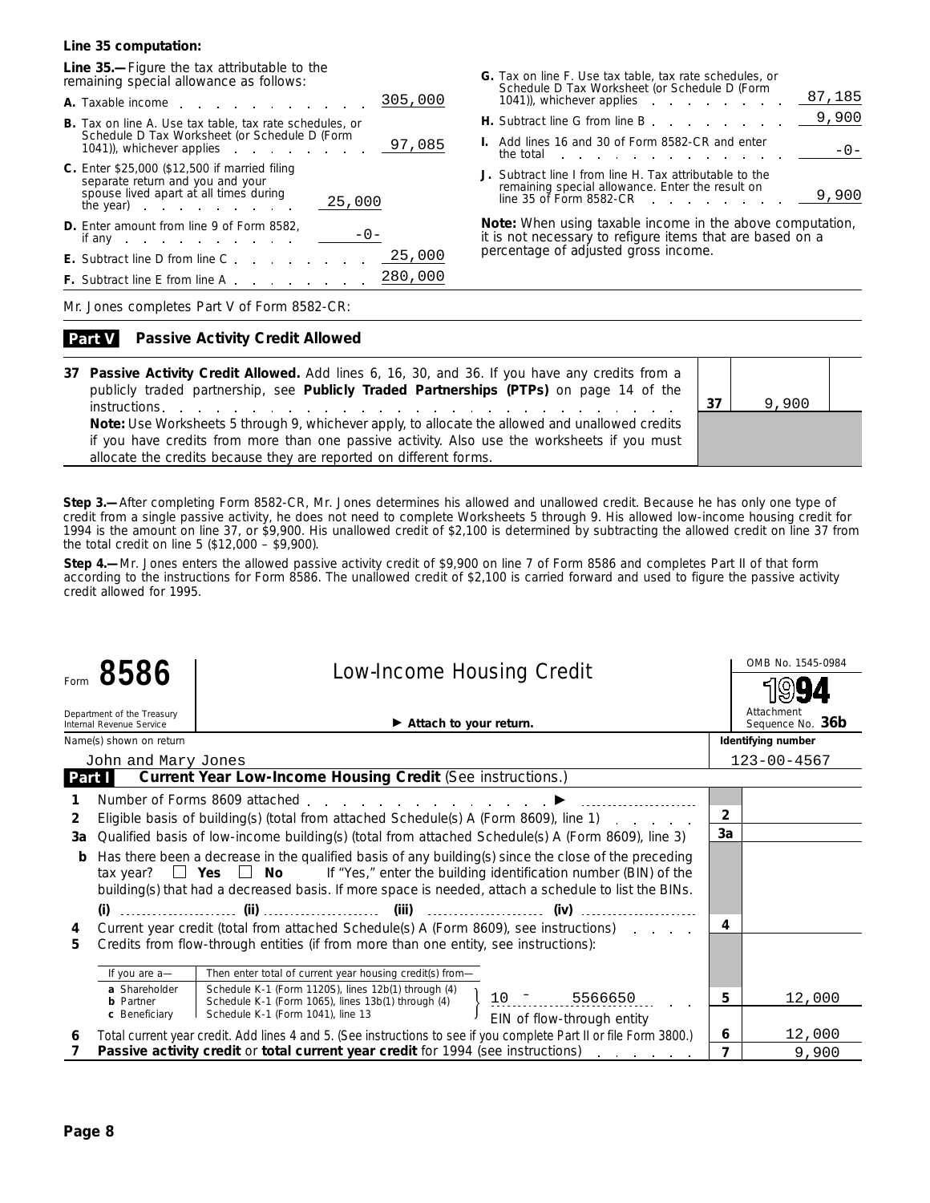**Line 35 computation:**

**Line 35.—**Figure the tax attributable to the remaining special allowance as follows:

| | | |
|---|---|---|
| **A.** Taxable income | | 305,000 |
| **B.** Tax on line A. Use tax table, tax rate schedules, or Schedule D Tax Worksheet (or Schedule D (Form 1041)), whichever applies | | 97,085 |
| **C.** Enter $25,000 ($12,500 if married filing separate return and you and your spouse lived apart at all times during the year) | 25,000 | |
| **D.** Enter amount from line 9 of Form 8582, if any | -0- | |
| **E.** Subtract line D from line C | | 25,000 |
| **F.** Subtract line E from line A | | 280,000 |
| **G.** Tax on line F. Use tax table, tax rate schedules, or Schedule D Tax Worksheet (or Schedule D (Form 1041)), whichever applies | | 87,185 |
| **H.** Subtract line G from line B | | 9,900 |
| **I.** Add lines 16 and 30 of Form 8582-CR and enter the total | | -0- |
| **J.** Subtract line I from line H. Tax attributable to the remaining special allowance. Enter the result on line 35 of Form 8582-CR | | 9,900 |

**Note:** When using taxable income in the above computation, it is not necessary to refigure items that are based on a percentage of adjusted gross income.

Mr. Jones completes Part V of Form 8582-CR:

**Part V Passive Activity Credit Allowed**

| | | |
|---|---|---|
| **37 Passive Activity Credit Allowed.** Add lines 6, 16, 30, and 36. If you have any credits from a publicly traded partnership, see **Publicly Traded Partnerships (PTPs)** on page 14 of the instructions | 37 | 9,900 |
| **Note:** Use Worksheets 5 through 9, whichever apply, to allocate the allowed and unallowed credits if you have credits from more than one passive activity. Also use the worksheets if you must allocate the credits because they are reported on different forms. | | |

**Step 3.—**After completing Form 8582-CR, Mr. Jones determines his allowed and unallowed credit. Because he has only one type of credit from a single passive activity, he does not need to complete Worksheets 5 through 9. His allowed low-income housing credit for 1994 is the amount on line 37, or $9,900. His unallowed credit of $2,100 is determined by subtracting the allowed credit on line 37 from the total credit on line 5 ($12,000 – $9,900).

**Step 4.—**Mr. Jones enters the allowed passive activity credit of $9,900 on line 7 of Form 8586 and completes Part II of that form according to the instructions for Form 8586. The unallowed credit of $2,100 is carried forward and used to figure the passive activity credit allowed for 1995.

Form **8586** — Low-Income Housing Credit — OMB No. 1545-0984 — **1994**

Department of the Treasury, Internal Revenue Service — ▶ **Attach to your return.** — Attachment Sequence No. **36b**

Name(s) shown on return: John and Mary Jones — **Identifying number:** 123-00-4567

**Part I Current Year Low-Income Housing Credit** (See instructions.)

| | | | |
|---|---|---|---|
| 1 | Number of Forms 8609 attached ▶ | | |
| 2 | Eligible basis of building(s) (total from attached Schedule(s) A (Form 8609), line 1) | 2 | |
| 3a | Qualified basis of low-income building(s) (total from attached Schedule(s) A (Form 8609), line 3) | 3a | |
| b | Has there been a decrease in the qualified basis of any building(s) since the close of the preceding tax year? ☐ **Yes** ☐ **No** If "Yes," enter the building identification number (BIN) of the building(s) that had a decreased basis. If more space is needed, attach a schedule to list the BINs. **(i)** ........ **(ii)** ........ **(iii)** ........ **(iv)** ........ | | |
| 4 | Current year credit (total from attached Schedule(s) A (Form 8609), see instructions) | 4 | |
| 5 | Credits from flow-through entities (if from more than one entity, see instructions): If you are a— **a** Shareholder: Schedule K-1 (Form 1120S), lines 12b(1) through (4); **b** Partner: Schedule K-1 (Form 1065), lines 13b(1) through (4); **c** Beneficiary: Schedule K-1 (Form 1041), line 13 — Then enter total of current year housing credit(s) from— EIN of flow-through entity: 10 - 5566650 | 5 | 12,000 |
| 6 | Total current year credit. Add lines 4 and 5. (See instructions to see if you complete Part II or file Form 3800.) | 6 | 12,000 |
| 7 | **Passive activity credit** or **total current year credit** for 1994 (see instructions) | 7 | 9,900 |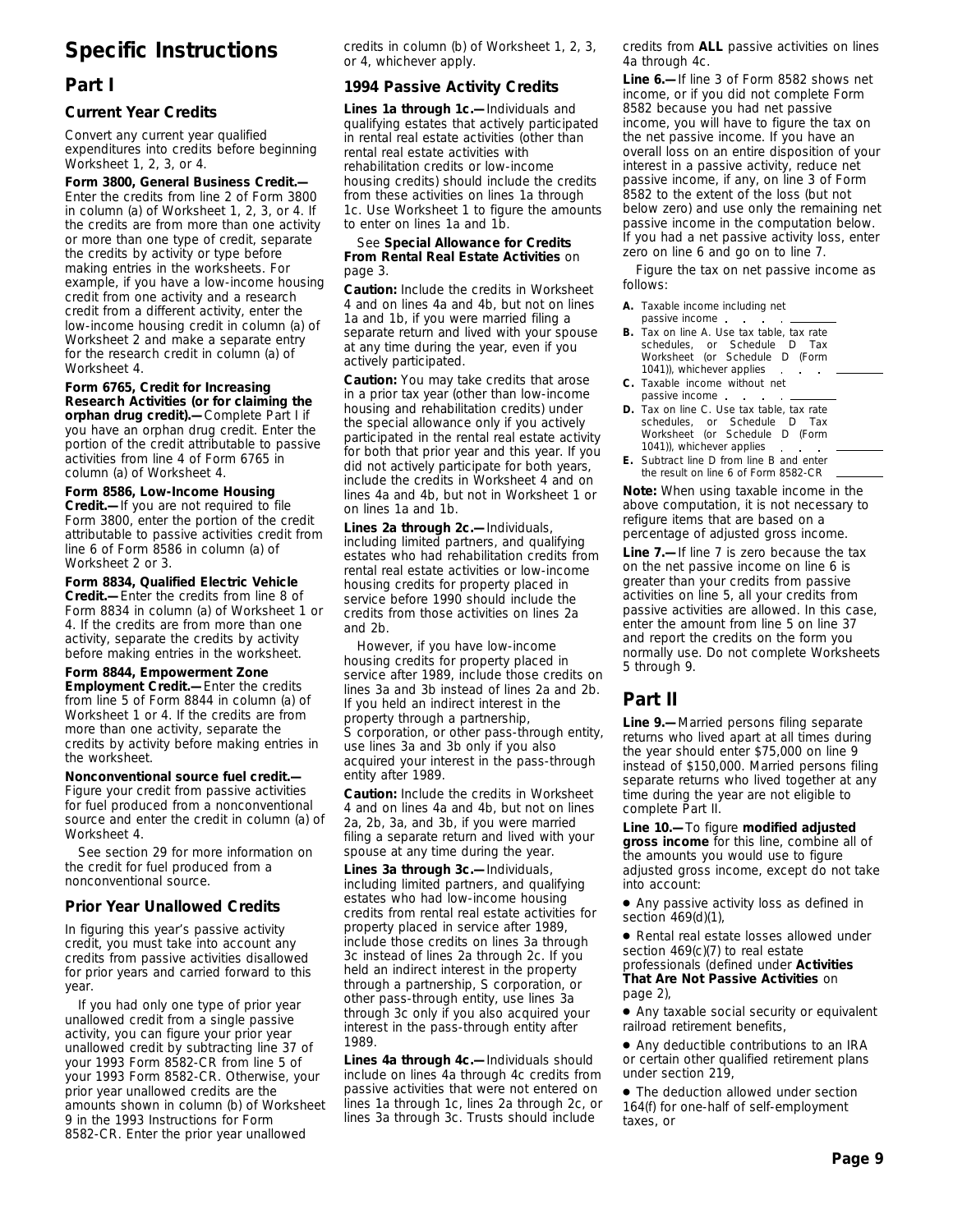# Specific Instructions

## Part I

### Current Year Credits

Convert any current year qualified expenditures into credits before beginning Worksheet 1, 2, 3, or 4.

**Form 3800, General Business Credit.—** Enter the credits from line 2 of Form 3800 in column (a) of Worksheet 1, 2, 3, or 4. If the credits are from more than one activity or more than one type of credit, separate the credits by activity or type before making entries in the worksheets. For example, if you have a low-income housing credit from one activity and a research credit from a different activity, enter the low-income housing credit in column (a) of Worksheet 2 and make a separate entry for the research credit in column (a) of Worksheet 4.

**Form 6765, Credit for Increasing Research Activities (or for claiming the orphan drug credit).—** Complete Part I if you have an orphan drug credit. Enter the portion of the credit attributable to passive activities from line 4 of Form 6765 in column (a) of Worksheet 4.

**Form 8586, Low-Income Housing Credit.—** If you are not required to file Form 3800, enter the portion of the credit attributable to passive activities credit from line 6 of Form 8586 in column (a) of Worksheet 2 or 3.

**Form 8834, Qualified Electric Vehicle Credit.—** Enter the credits from line 8 of Form 8834 in column (a) of Worksheet 1 or 4. If the credits are from more than one activity, separate the credits by activity before making entries in the worksheet.

**Form 8844, Empowerment Zone Employment Credit.—** Enter the credits from line 5 of Form 8844 in column (a) of Worksheet 1 or 4. If the credits are from more than one activity, separate the credits by activity before making entries in the worksheet.

**Nonconventional source fuel credit.—** Figure your credit from passive activities for fuel produced from a nonconventional source and enter the credit in column (a) of Worksheet 4.

See section 29 for more information on the credit for fuel produced from a nonconventional source.

### Prior Year Unallowed Credits

In figuring this year's passive activity credit, you must take into account any credits from passive activities disallowed for prior years and carried forward to this year.

If you had only one type of prior year unallowed credit from a single passive activity, you can figure your prior year unallowed credit by subtracting line 37 of your 1993 Form 8582-CR from line 5 of your 1993 Form 8582-CR. Otherwise, your prior year unallowed credits are the amounts shown in column (b) of Worksheet 9 in the 1993 Instructions for Form 8582-CR. Enter the prior year unallowed credits in column (b) of Worksheet 1, 2, 3, or 4, whichever apply.

### 1994 Passive Activity Credits

**Lines 1a through 1c.—** Individuals and qualifying estates that actively participated in rental real estate activities (other than rental real estate activities with rehabilitation credits or low-income housing credits) should include the credits from these activities on lines 1a through 1c. Use Worksheet 1 to figure the amounts to enter on lines 1a and 1b.

See **Special Allowance for Credits From Rental Real Estate Activities** on page 3.

**Caution:** Include the credits in Worksheet 4 and on lines 4a and 4b, but not on lines 1a and 1b, if you were married filing a separate return and lived with your spouse at any time during the year, even if you actively participated.

**Caution:** You may take credits that arose in a prior tax year (other than low-income housing and rehabilitation credits) under the special allowance only if you actively participated in the rental real estate activity for both that prior year and this year. If you did not actively participate for both years, include the credits in Worksheet 4 and on lines 4a and 4b, but not in Worksheet 1 or on lines 1a and 1b.

**Lines 2a through 2c.—** Individuals, including limited partners, and qualifying estates who had rehabilitation credits from rental real estate activities or low-income housing credits for property placed in service before 1990 should include the credits from those activities on lines 2a and 2b.

However, if you have low-income housing credits for property placed in service after 1989, include those credits on lines 3a and 3b instead of lines 2a and 2b. If you held an indirect interest in the property through a partnership, S corporation, or other pass-through entity, use lines 3a and 3b only if you also acquired your interest in the pass-through entity after 1989.

**Caution:** Include the credits in Worksheet 4 and on lines 4a and 4b, but not on lines 2a, 2b, 3a, and 3b, if you were married filing a separate return and lived with your spouse at any time during the year.

**Lines 3a through 3c.—** Individuals, including limited partners, and qualifying estates who had low-income housing credits from rental real estate activities for property placed in service after 1989, include those credits on lines 3a through 3c instead of lines 2a through 2c. If you held an indirect interest in the property through a partnership, S corporation, or other pass-through entity, use lines 3a through 3c only if you also acquired your interest in the pass-through entity after 1989.

**Lines 4a through 4c.—** Individuals should include on lines 4a through 4c credits from passive activities that were not entered on lines 1a through 1c, lines 2a through 2c, or lines 3a through 3c. Trusts should include credits from **ALL** passive activities on lines 4a through 4c.

**Line 6.—** If line 3 of Form 8582 shows net income, or if you did not complete Form 8582 because you had net passive income, you will have to figure the tax on the net passive income. If you have an overall loss on an entire disposition of your interest in a passive activity, reduce net passive income, if any, on line 3 of Form 8582 to the extent of the loss (but not below zero) and use only the remaining net passive income in the computation below. If you had a net passive activity loss, enter zero on line 6 and go on to line 7.

Figure the tax on net passive income as follows:

**A.** Taxable income including net passive income . . . . . ________

**B.** Tax on line A. Use tax table, tax rate schedules, or Schedule D Tax Worksheet (or Schedule D (Form 1041)), whichever applies . . . ________

**C.** Taxable income without net passive income . . . . . ________

**D.** Tax on line C. Use tax table, tax rate schedules, or Schedule D Tax Worksheet (or Schedule D (Form 1041)), whichever applies . . . ________

**E.** Subtract line D from line B and enter the result on line 6 of Form 8582-CR ________

**Note:** When using taxable income in the above computation, it is not necessary to refigure items that are based on a percentage of adjusted gross income.

**Line 7.—** If line 7 is zero because the tax on the net passive income on line 6 is greater than your credits from passive activities on line 5, all your credits from passive activities are allowed. In this case, enter the amount from line 5 on line 37 and report the credits on the form you normally use. Do not complete Worksheets 5 through 9.

## Part II

**Line 9.—** Married persons filing separate returns who lived apart at all times during the year should enter $75,000 on line 9 instead of $150,000. Married persons filing separate returns who lived together at any time during the year are not eligible to complete Part II.

**Line 10.—** To figure **modified adjusted gross income** for this line, combine all of the amounts you would use to figure adjusted gross income, except do not take into account:

- Any passive activity loss as defined in section 469(d)(1),
- Rental real estate losses allowed under section 469(c)(7) to real estate professionals (defined under **Activities That Are Not Passive Activities** on page 2),
- Any taxable social security or equivalent railroad retirement benefits,
- Any deductible contributions to an IRA or certain other qualified retirement plans under section 219,
- The deduction allowed under section 164(f) for one-half of self-employment taxes, or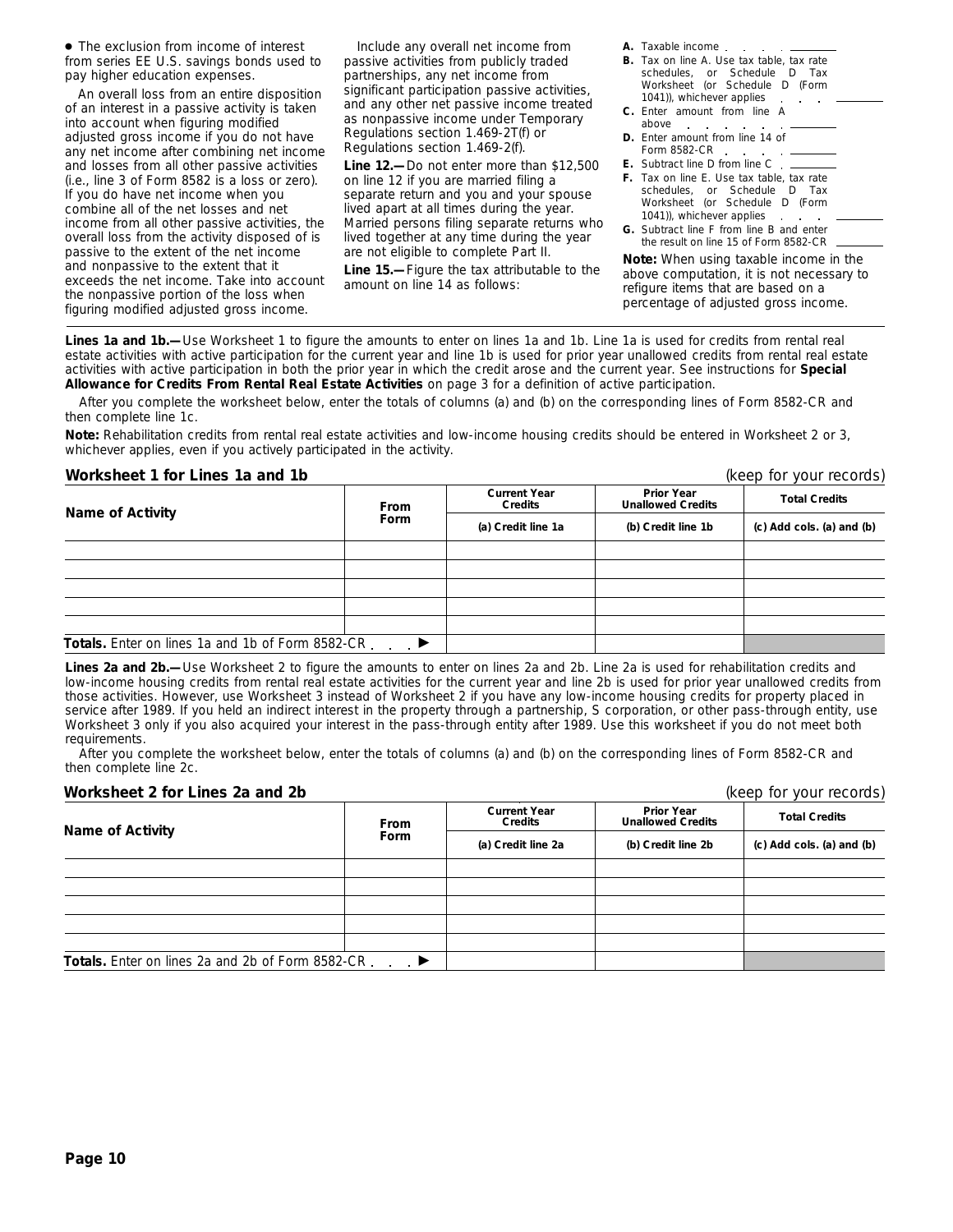- The exclusion from income of interest from series EE U.S. savings bonds used to pay higher education expenses.

An overall loss from an entire disposition of an interest in a passive activity is taken into account when figuring modified adjusted gross income if you do not have any net income after combining net income and losses from all other passive activities (i.e., line 3 of Form 8582 is a loss or zero). If you do have net income when you combine all of the net losses and net income from all other passive activities, the overall loss from the activity disposed of is passive to the extent of the net income and nonpassive to the extent that it exceeds the net income. Take into account the nonpassive portion of the loss when figuring modified adjusted gross income.

Include any overall net income from passive activities from publicly traded partnerships, any net income from significant participation passive activities, and any other net passive income treated as nonpassive income under Temporary Regulations section 1.469-2T(f) or Regulations section 1.469-2(f).

**Line 12.—** Do not enter more than $12,500 on line 12 if you are married filing a separate return and you and your spouse lived apart at all times during the year. Married persons filing separate returns who lived together at any time during the year are not eligible to complete Part II.

**Line 15.—** Figure the tax attributable to the amount on line 14 as follows:

**A.** Taxable income . . . . . ________

**B.** Tax on line A. Use tax table, tax rate schedules, or Schedule D Tax Worksheet (or Schedule D (Form 1041)), whichever applies . . . ________

**C.** Enter amount from line A above . . . . . . . ________

**D.** Enter amount from line 14 of Form 8582-CR . . . . . ________

**E.** Subtract line D from line C . ________

**F.** Tax on line E. Use tax table, tax rate schedules, or Schedule D Tax Worksheet (or Schedule D (Form 1041)), whichever applies . . . ________

**G.** Subtract line F from line B and enter the result on line 15 of Form 8582-CR ________

**Note:** When using taxable income in the above computation, it is not necessary to refigure items that are based on a percentage of adjusted gross income.

**Lines 1a and 1b.—** Use Worksheet 1 to figure the amounts to enter on lines 1a and 1b. Line 1a is used for credits from rental real estate activities with active participation for the current year and line 1b is used for prior year unallowed credits from rental real estate activities with active participation in both the prior year in which the credit arose and the current year. See instructions for **Special Allowance for Credits From Rental Real Estate Activities** on page 3 for a definition of active participation.

After you complete the worksheet below, enter the totals of columns (a) and (b) on the corresponding lines of Form 8582-CR and then complete line 1c.

**Note:** Rehabilitation credits from rental real estate activities and low-income housing credits should be entered in Worksheet 2 or 3, whichever applies, even if you actively participated in the activity.

### Worksheet 1 for Lines 1a and 1b (keep for your records)

| Name of Activity | From Form | Current Year Credits | Prior Year Unallowed Credits | Total Credits |
|---|---|---|---|---|
| | | (a) Credit line 1a | (b) Credit line 1b | (c) Add cols. (a) and (b) |
| | | | | |
| | | | | |
| | | | | |
| | | | | |
| | | | | |
| **Totals.** Enter on lines 1a and 1b of Form 8582-CR . . . ▶ | | | | |

**Lines 2a and 2b.—** Use Worksheet 2 to figure the amounts to enter on lines 2a and 2b. Line 2a is used for rehabilitation credits and low-income housing credits from rental real estate activities for the current year and line 2b is used for prior year unallowed credits from those activities. However, use Worksheet 3 instead of Worksheet 2 if you have any low-income housing credits for property placed in service after 1989. If you held an indirect interest in the property through a partnership, S corporation, or other pass-through entity, use Worksheet 3 only if you also acquired your interest in the pass-through entity after 1989. Use this worksheet if you do not meet both requirements.

After you complete the worksheet below, enter the totals of columns (a) and (b) on the corresponding lines of Form 8582-CR and then complete line 2c.

### Worksheet 2 for Lines 2a and 2b (keep for your records)

| Name of Activity | From Form | Current Year Credits | Prior Year Unallowed Credits | Total Credits |
|---|---|---|---|---|
| | | (a) Credit line 2a | (b) Credit line 2b | (c) Add cols. (a) and (b) |
| | | | | |
| | | | | |
| | | | | |
| | | | | |
| | | | | |
| **Totals.** Enter on lines 2a and 2b of Form 8582-CR . . . ▶ | | | | |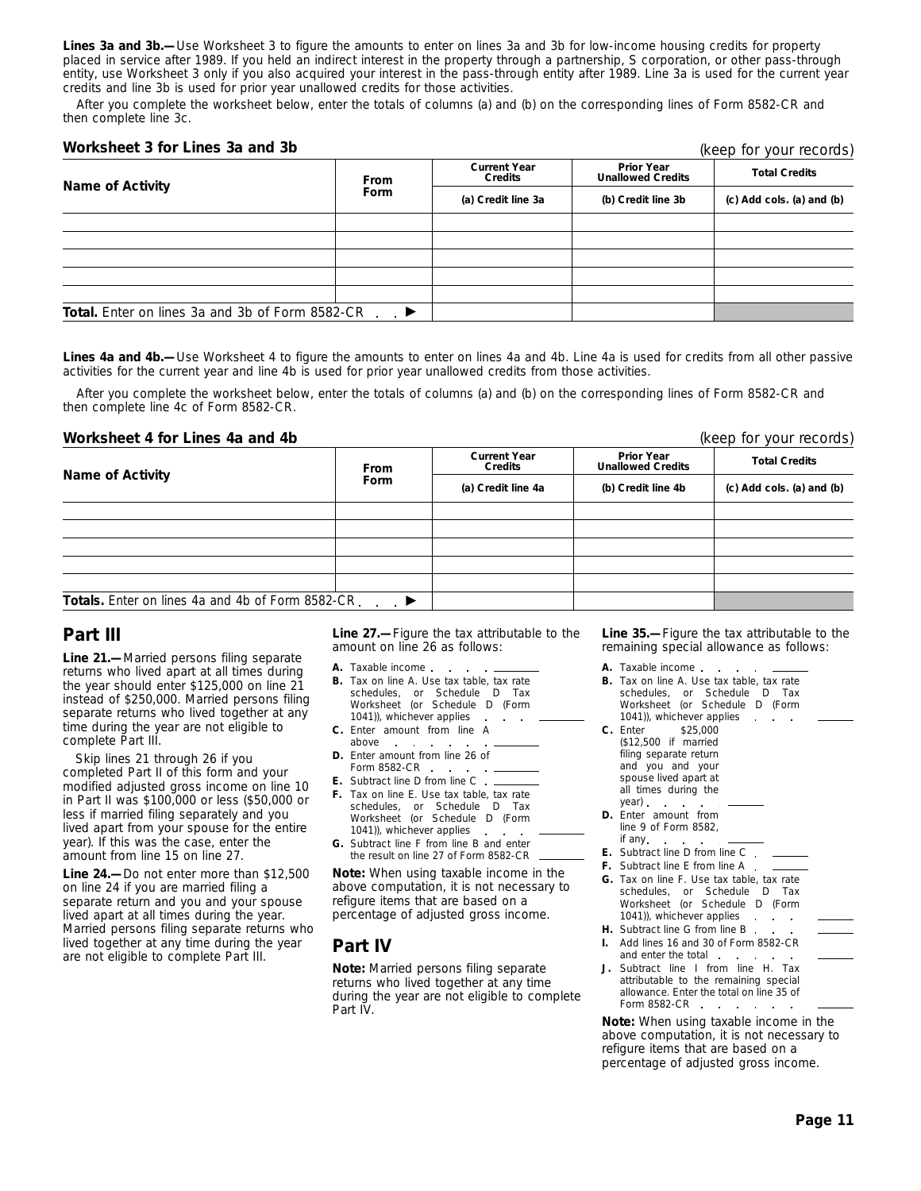**Lines 3a and 3b.—**Use Worksheet 3 to figure the amounts to enter on lines 3a and 3b for low-income housing credits for property placed in service after 1989. If you held an indirect interest in the property through a partnership, S corporation, or other pass-through entity, use Worksheet 3 only if you also acquired your interest in the pass-through entity after 1989. Line 3a is used for the current year credits and line 3b is used for prior year unallowed credits for those activities.

After you complete the worksheet below, enter the totals of columns (a) and (b) on the corresponding lines of Form 8582-CR and then complete line 3c.

### Worksheet 3 for Lines 3a and 3b

(keep for your records)

| Name of Activity | From Form | Current Year Credits | Prior Year Unallowed Credits | Total Credits |
|---|---|---|---|---|
| | | (a) Credit line 3a | (b) Credit line 3b | (c) Add cols. (a) and (b) |
| | | | | |
| | | | | |
| | | | | |
| | | | | |
| | | | | |
| **Total.** Enter on lines 3a and 3b of Form 8582-CR . . ▶ | | | | |

**Lines 4a and 4b.—**Use Worksheet 4 to figure the amounts to enter on lines 4a and 4b. Line 4a is used for credits from all other passive activities for the current year and line 4b is used for prior year unallowed credits from those activities.

After you complete the worksheet below, enter the totals of columns (a) and (b) on the corresponding lines of Form 8582-CR and then complete line 4c of Form 8582-CR.

### Worksheet 4 for Lines 4a and 4b

(keep for your records)

| Name of Activity | From Form | Current Year Credits | Prior Year Unallowed Credits | Total Credits |
|---|---|---|---|---|
| | | (a) Credit line 4a | (b) Credit line 4b | (c) Add cols. (a) and (b) |
| | | | | |
| | | | | |
| | | | | |
| | | | | |
| | | | | |
| **Totals.** Enter on lines 4a and 4b of Form 8582-CR . . . ▶ | | | | |

## Part III

**Line 21.—**Married persons filing separate returns who lived apart at all times during the year should enter $125,000 on line 21 instead of $250,000. Married persons filing separate returns who lived together at any time during the year are not eligible to complete Part III.

Skip lines 21 through 26 if you completed Part II of this form and your modified adjusted gross income on line 10 in Part II was $100,000 or less ($50,000 or less if married filing separately and you lived apart from your spouse for the entire year). If this was the case, enter the amount from line 15 on line 27.

**Line 24.—**Do not enter more than $12,500 on line 24 if you are married filing a separate return and you and your spouse lived apart at all times during the year. Married persons filing separate returns who lived together at any time during the year are not eligible to complete Part III.

**Line 27.—**Figure the tax attributable to the amount on line 26 as follows:

**A.** Taxable income . . . . ________

**B.** Tax on line A. Use tax table, tax rate schedules, or Schedule D Tax Worksheet (or Schedule D (Form 1041)), whichever applies . . . ________

**C.** Enter amount from line A above . . . . . . ________

**D.** Enter amount from line 26 of Form 8582-CR . . . . ________

**E.** Subtract line D from line C . ________

**F.** Tax on line E. Use tax table, tax rate schedules, or Schedule D Tax Worksheet (or Schedule D (Form 1041)), whichever applies . . . ________

**G.** Subtract line F from line B and enter the result on line 27 of Form 8582-CR ________

**Note:** When using taxable income in the above computation, it is not necessary to refigure items that are based on a percentage of adjusted gross income.

## Part IV

**Note:** Married persons filing separate returns who lived together at any time during the year are not eligible to complete Part IV.

**Line 35.—**Figure the tax attributable to the remaining special allowance as follows:

**A.** Taxable income . . . . ________

**B.** Tax on line A. Use tax table, tax rate schedules, or Schedule D Tax Worksheet (or Schedule D (Form 1041)), whichever applies . . . ________

**C.** Enter $25,000 ($12,500 if married filing separate return and you and your spouse lived apart at all times during the year) . . . . ________

**D.** Enter amount from line 9 of Form 8582, if any . . . . . ________

**E.** Subtract line D from line C . ________

**F.** Subtract line E from line A . ________

**G.** Tax on line F. Use tax table, tax rate schedules, or Schedule D Tax Worksheet (or Schedule D (Form 1041)), whichever applies . . . ________

**H.** Subtract line G from line B . . . ________

**I.** Add lines 16 and 30 of Form 8582-CR and enter the total . . . . . ________

**J.** Subtract line I from line H. Tax attributable to the remaining special allowance. Enter the total on line 35 of Form 8582-CR . . . . . . ________

**Note:** When using taxable income in the above computation, it is not necessary to refigure items that are based on a percentage of adjusted gross income.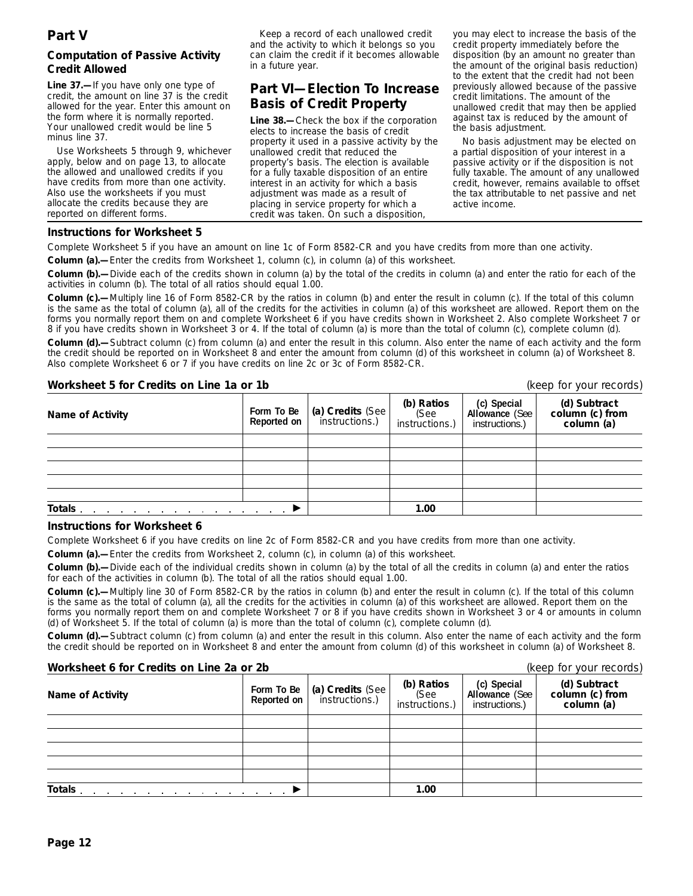## Part V

### Computation of Passive Activity Credit Allowed

**Line 37.—** If you have only one type of credit, the amount on line 37 is the credit allowed for the year. Enter this amount on the form where it is normally reported. Your unallowed credit would be line 5 minus line 37.

Use Worksheets 5 through 9, whichever apply, below and on page 13, to allocate the allowed and unallowed credits if you have credits from more than one activity. Also use the worksheets if you must allocate the credits because they are reported on different forms.

Keep a record of each unallowed credit and the activity to which it belongs so you can claim the credit if it becomes allowable in a future year.

## Part VI—Election To Increase Basis of Credit Property

**Line 38.—** Check the box if the corporation elects to increase the basis of credit property it used in a passive activity by the unallowed credit that reduced the property's basis. The election is available for a fully taxable disposition of an entire interest in an activity for which a basis adjustment was made as a result of placing in service property for which a credit was taken. On such a disposition, you may elect to increase the basis of the credit property immediately before the disposition (by an amount no greater than the amount of the original basis reduction) to the extent that the credit had not been previously allowed because of the passive credit limitations. The amount of the unallowed credit that may then be applied against tax is reduced by the amount of the basis adjustment.

No basis adjustment may be elected on a partial disposition of your interest in a passive activity or if the disposition is not fully taxable. The amount of any unallowed credit, however, remains available to offset the tax attributable to net passive and net active income.

### Instructions for Worksheet 5

Complete Worksheet 5 if you have an amount on line 1c of Form 8582-CR and you have credits from more than one activity.

**Column (a).—** Enter the credits from Worksheet 1, column (c), in column (a) of this worksheet.

**Column (b).—** Divide each of the credits shown in column (a) by the total of the credits in column (a) and enter the ratio for each of the activities in column (b). The total of all ratios should equal 1.00.

**Column (c).—** Multiply line 16 of Form 8582-CR by the ratios in column (b) and enter the result in column (c). If the total of this column is the same as the total of column (a), all of the credits for the activities in column (a) of this worksheet are allowed. Report them on the forms you normally report them on and complete Worksheet 6 if you have credits shown in Worksheet 2. Also complete Worksheet 7 or 8 if you have credits shown in Worksheet 3 or 4. If the total of column (a) is more than the total of column (c), complete column (d).

**Column (d).—** Subtract column (c) from column (a) and enter the result in this column. Also enter the name of each activity and the form the credit should be reported on in Worksheet 8 and enter the amount from column (d) of this worksheet in column (a) of Worksheet 8. Also complete Worksheet 6 or 7 if you have credits on line 2c or 3c of Form 8582-CR.

### Worksheet 5 for Credits on Line 1a or 1b

(keep for your records)

| Name of Activity | Form To Be Reported on | (a) Credits (See instructions.) | (b) Ratios (See instructions.) | (c) Special Allowance (See instructions.) | (d) Subtract column (c) from column (a) |
|---|---|---|---|---|---|
| | | | | | |
| | | | | | |
| | | | | | |
| | | | | | |
| | | | | | |
| Totals ▶ | | | 1.00 | | |

### Instructions for Worksheet 6

Complete Worksheet 6 if you have credits on line 2c of Form 8582-CR and you have credits from more than one activity.

**Column (a).—** Enter the credits from Worksheet 2, column (c), in column (a) of this worksheet.

**Column (b).—** Divide each of the individual credits shown in column (a) by the total of all the credits in column (a) and enter the ratios for each of the activities in column (b). The total of all the ratios should equal 1.00.

**Column (c).—** Multiply line 30 of Form 8582-CR by the ratios in column (b) and enter the result in column (c). If the total of this column is the same as the total of column (a), all the credits for the activities in column (a) of this worksheet are allowed. Report them on the forms you normally report them on and complete Worksheet 7 or 8 if you have credits shown in Worksheet 3 or 4 or amounts in column (d) of Worksheet 5. If the total of column (a) is more than the total of column (c), complete column (d).

**Column (d).—** Subtract column (c) from column (a) and enter the result in this column. Also enter the name of each activity and the form the credit should be reported on in Worksheet 8 and enter the amount from column (d) of this worksheet in column (a) of Worksheet 8.

### Worksheet 6 for Credits on Line 2a or 2b

(keep for your records)

| Name of Activity | Form To Be Reported on | (a) Credits (See instructions.) | (b) Ratios (See instructions.) | (c) Special Allowance (See instructions.) | (d) Subtract column (c) from column (a) |
|---|---|---|---|---|---|
| | | | | | |
| | | | | | |
| | | | | | |
| | | | | | |
| | | | | | |
| Totals ▶ | | | 1.00 | | |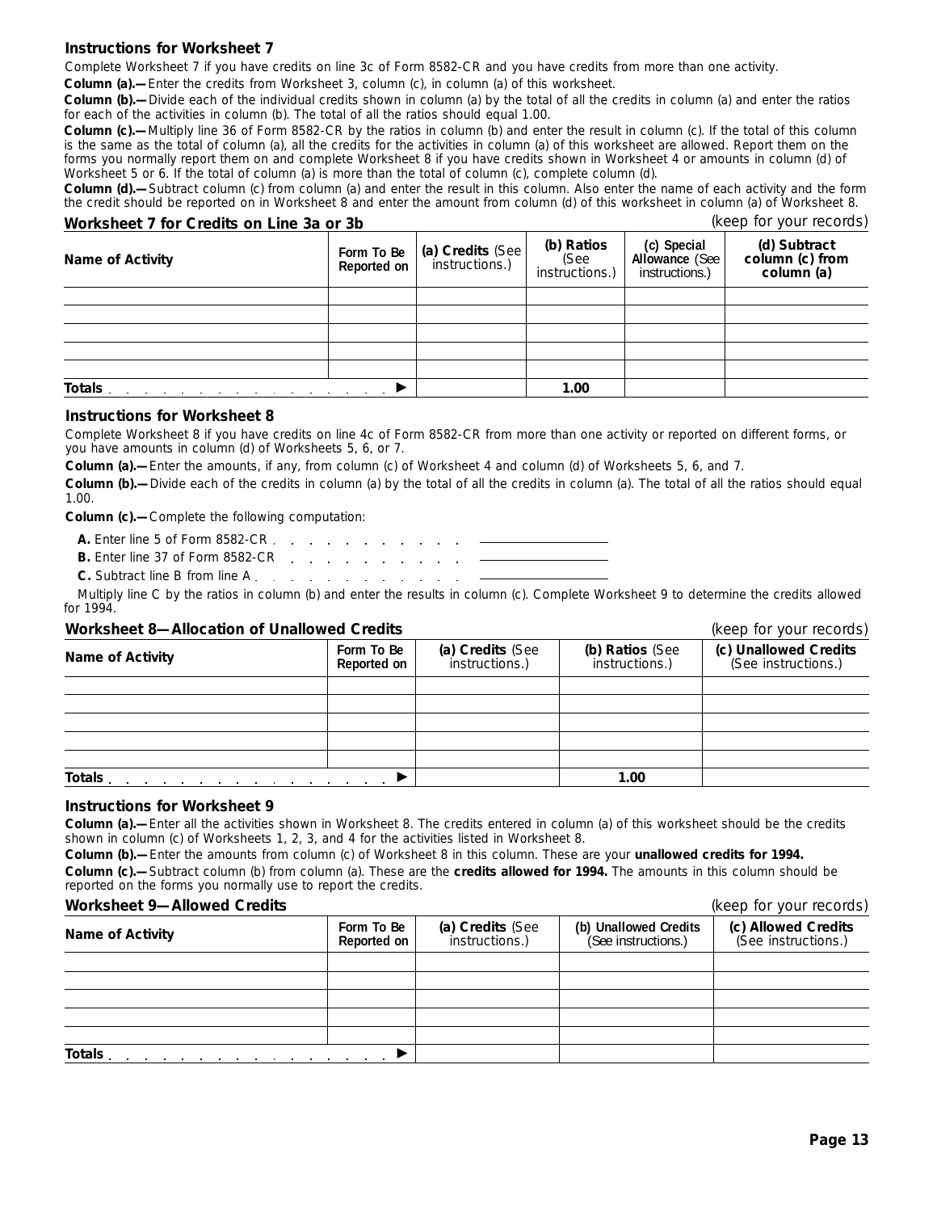### Instructions for Worksheet 7

Complete Worksheet 7 if you have credits on line 3c of Form 8582-CR and you have credits from more than one activity.

**Column (a).—** Enter the credits from Worksheet 3, column (c), in column (a) of this worksheet.

**Column (b).—** Divide each of the individual credits shown in column (a) by the total of all the credits in column (a) and enter the ratios for each of the activities in column (b). The total of all the ratios should equal 1.00.

**Column (c).—** Multiply line 36 of Form 8582-CR by the ratios in column (b) and enter the result in column (c). If the total of this column is the same as the total of column (a), all the credits for the activities in column (a) of this worksheet are allowed. Report them on the forms you normally report them on and complete Worksheet 8 if you have credits shown in Worksheet 4 or amounts in column (d) of Worksheet 5 or 6. If the total of column (a) is more than the total of column (c), complete column (d).

**Column (d).—** Subtract column (c) from column (a) and enter the result in this column. Also enter the name of each activity and the form the credit should be reported on in Worksheet 8 and enter the amount from column (d) of this worksheet in column (a) of Worksheet 8.

### Worksheet 7 for Credits on Line 3a or 3b

(keep for your records)

| Name of Activity | Form To Be Reported on | (a) Credits (See instructions.) | (b) Ratios (See instructions.) | (c) Special Allowance (See instructions.) | (d) Subtract column (c) from column (a) |
|---|---|---|---|---|---|
| | | | | | |
| | | | | | |
| | | | | | |
| | | | | | |
| | | | | | |
| **Totals** ▶ | | | 1.00 | | |

### Instructions for Worksheet 8

Complete Worksheet 8 if you have credits on line 4c of Form 8582-CR from more than one activity or reported on different forms, or you have amounts in column (d) of Worksheets 5, 6, or 7.

**Column (a).—** Enter the amounts, if any, from column (c) of Worksheet 4 and column (d) of Worksheets 5, 6, and 7.

**Column (b).—** Divide each of the credits in column (a) by the total of all the credits in column (a). The total of all the ratios should equal 1.00.

**Column (c).—** Complete the following computation:

**A.** Enter line 5 of Form 8582-CR . . . . . . . . . . . . ________

**B.** Enter line 37 of Form 8582-CR . . . . . . . . . . . ________

**C.** Subtract line B from line A . . . . . . . . . . . . . ________

Multiply line C by the ratios in column (b) and enter the results in column (c). Complete Worksheet 9 to determine the credits allowed for 1994.

### Worksheet 8—Allocation of Unallowed Credits

(keep for your records)

| Name of Activity | Form To Be Reported on | (a) Credits (See instructions.) | (b) Ratios (See instructions.) | (c) Unallowed Credits (See instructions.) |
|---|---|---|---|---|
| | | | | |
| | | | | |
| | | | | |
| | | | | |
| | | | | |
| **Totals** ▶ | | | 1.00 | |

### Instructions for Worksheet 9

**Column (a).—** Enter all the activities shown in Worksheet 8. The credits entered in column (a) of this worksheet should be the credits shown in column (c) of Worksheets 1, 2, 3, and 4 for the activities listed in Worksheet 8.

**Column (b).—** Enter the amounts from column (c) of Worksheet 8 in this column. These are your **unallowed credits for 1994.**

**Column (c).—** Subtract column (b) from column (a). These are the **credits allowed for 1994.** The amounts in this column should be reported on the forms you normally use to report the credits.

### Worksheet 9—Allowed Credits

(keep for your records)

| Name of Activity | Form To Be Reported on | (a) Credits (See instructions.) | (b) Unallowed Credits (See instructions.) | (c) Allowed Credits (See instructions.) |
|---|---|---|---|---|
| | | | | |
| | | | | |
| | | | | |
| | | | | |
| | | | | |
| **Totals** ▶ | | | | |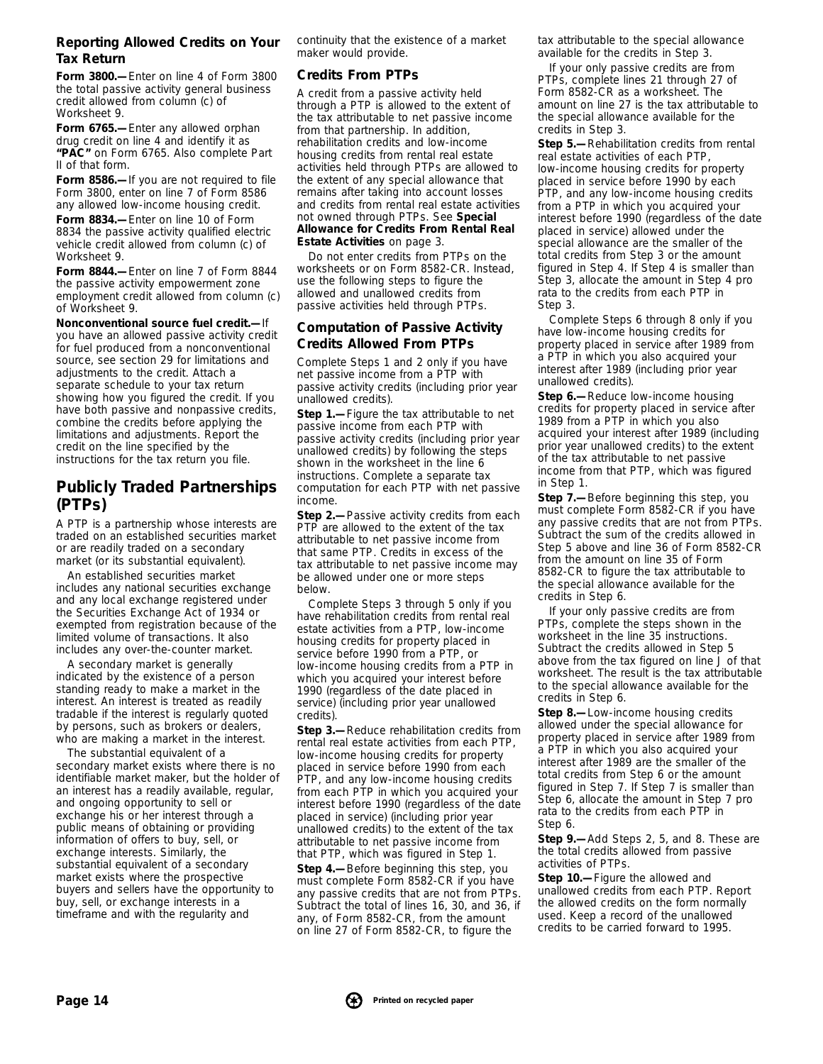### Reporting Allowed Credits on Your Tax Return

**Form 3800.—** Enter on line 4 of Form 3800 the total passive activity general business credit allowed from column (c) of Worksheet 9.

**Form 6765.—** Enter any allowed orphan drug credit on line 4 and identify it as **"PAC"** on Form 6765. Also complete Part II of that form.

**Form 8586.—** If you are not required to file Form 3800, enter on line 7 of Form 8586 any allowed low-income housing credit.

**Form 8834.—** Enter on line 10 of Form 8834 the passive activity qualified electric vehicle credit allowed from column (c) of Worksheet 9.

**Form 8844.—** Enter on line 7 of Form 8844 the passive activity empowerment zone employment credit allowed from column (c) of Worksheet 9.

**Nonconventional source fuel credit.—** If you have an allowed passive activity credit for fuel produced from a nonconventional source, see section 29 for limitations and adjustments to the credit. Attach a separate schedule to your tax return showing how you figured the credit. If you have both passive and nonpassive credits, combine the credits before applying the limitations and adjustments. Report the credit on the line specified by the instructions for the tax return you file.

## Publicly Traded Partnerships (PTPs)

A PTP is a partnership whose interests are traded on an established securities market or are readily traded on a secondary market (or its substantial equivalent).

An established securities market includes any national securities exchange and any local exchange registered under the Securities Exchange Act of 1934 or exempted from registration because of the limited volume of transactions. It also includes any over-the-counter market.

A secondary market is generally indicated by the existence of a person standing ready to make a market in the interest. An interest is treated as readily tradable if the interest is regularly quoted by persons, such as brokers or dealers, who are making a market in the interest.

The substantial equivalent of a secondary market exists where there is no identifiable market maker, but the holder of an interest has a readily available, regular, and ongoing opportunity to sell or exchange his or her interest through a public means of obtaining or providing information of offers to buy, sell, or exchange interests. Similarly, the substantial equivalent of a secondary market exists where the prospective buyers and sellers have the opportunity to buy, sell, or exchange interests in a timeframe and with the regularity and continuity that the existence of a market maker would provide.

### Credits From PTPs

A credit from a passive activity held through a PTP is allowed to the extent of the tax attributable to net passive income from that partnership. In addition, rehabilitation credits and low-income housing credits from rental real estate activities held through PTPs are allowed to the extent of any special allowance that remains after taking into account losses and credits from rental real estate activities not owned through PTPs. See **Special Allowance for Credits From Rental Real Estate Activities** on page 3.

Do not enter credits from PTPs on the worksheets or on Form 8582-CR. Instead, use the following steps to figure the allowed and unallowed credits from passive activities held through PTPs.

### Computation of Passive Activity Credits Allowed From PTPs

Complete Steps 1 and 2 only if you have net passive income from a PTP with passive activity credits (including prior year unallowed credits).

**Step 1.—** Figure the tax attributable to net passive income from each PTP with passive activity credits (including prior year unallowed credits) by following the steps shown in the worksheet in the line 6 instructions. Complete a separate tax computation for each PTP with net passive income.

**Step 2.—** Passive activity credits from each PTP are allowed to the extent of the tax attributable to net passive income from that same PTP. Credits in excess of the tax attributable to net passive income may be allowed under one or more steps below.

Complete Steps 3 through 5 only if you have rehabilitation credits from rental real estate activities from a PTP, low-income housing credits for property placed in service before 1990 from a PTP, or low-income housing credits from a PTP in which you acquired your interest before 1990 (regardless of the date placed in service) (including prior year unallowed credits).

**Step 3.—** Reduce rehabilitation credits from rental real estate activities from each PTP, low-income housing credits for property placed in service before 1990 from each PTP, and any low-income housing credits from each PTP in which you acquired your interest before 1990 (regardless of the date placed in service) (including prior year unallowed credits) to the extent of the tax attributable to net passive income from that PTP, which was figured in Step 1.

**Step 4.—** Before beginning this step, you must complete Form 8582-CR if you have any passive credits that are not from PTPs. Subtract the total of lines 16, 30, and 36, if any, of Form 8582-CR, from the amount on line 27 of Form 8582-CR, to figure the tax attributable to the special allowance available for the credits in Step 3.

If your only passive credits are from PTPs, complete lines 21 through 27 of Form 8582-CR as a worksheet. The amount on line 27 is the tax attributable to the special allowance available for the credits in Step 3.

**Step 5.—** Rehabilitation credits from rental real estate activities of each PTP, low-income housing credits for property placed in service before 1990 by each PTP, and any low-income housing credits from a PTP in which you acquired your interest before 1990 (regardless of the date placed in service) allowed under the special allowance are the smaller of the total credits from Step 3 or the amount figured in Step 4. If Step 4 is smaller than Step 3, allocate the amount in Step 4 pro rata to the credits from each PTP in Step 3.

Complete Steps 6 through 8 only if you have low-income housing credits for property placed in service after 1989 from a PTP in which you also acquired your interest after 1989 (including prior year unallowed credits).

**Step 6.—** Reduce low-income housing credits for property placed in service after 1989 from a PTP in which you also acquired your interest after 1989 (including prior year unallowed credits) to the extent of the tax attributable to net passive income from that PTP, which was figured in Step 1.

**Step 7.—** Before beginning this step, you must complete Form 8582-CR if you have any passive credits that are not from PTPs. Subtract the sum of the credits allowed in Step 5 above and line 36 of Form 8582-CR from the amount on line 35 of Form 8582-CR to figure the tax attributable to the special allowance available for the credits in Step 6.

If your only passive credits are from PTPs, complete the steps shown in the worksheet in the line 35 instructions. Subtract the credits allowed in Step 5 above from the tax figured on line J of that worksheet. The result is the tax attributable to the special allowance available for the credits in Step 6.

**Step 8.—** Low-income housing credits allowed under the special allowance for property placed in service after 1989 from a PTP in which you also acquired your interest after 1989 are the smaller of the total credits from Step 6 or the amount figured in Step 7. If Step 7 is smaller than Step 6, allocate the amount in Step 7 pro rata to the credits from each PTP in Step 6.

**Step 9.—** Add Steps 2, 5, and 8. These are the total credits allowed from passive activities of PTPs.

**Step 10.—** Figure the allowed and unallowed credits from each PTP. Report the allowed credits on the form normally used. Keep a record of the unallowed credits to be carried forward to 1995.

Printed on recycled paper